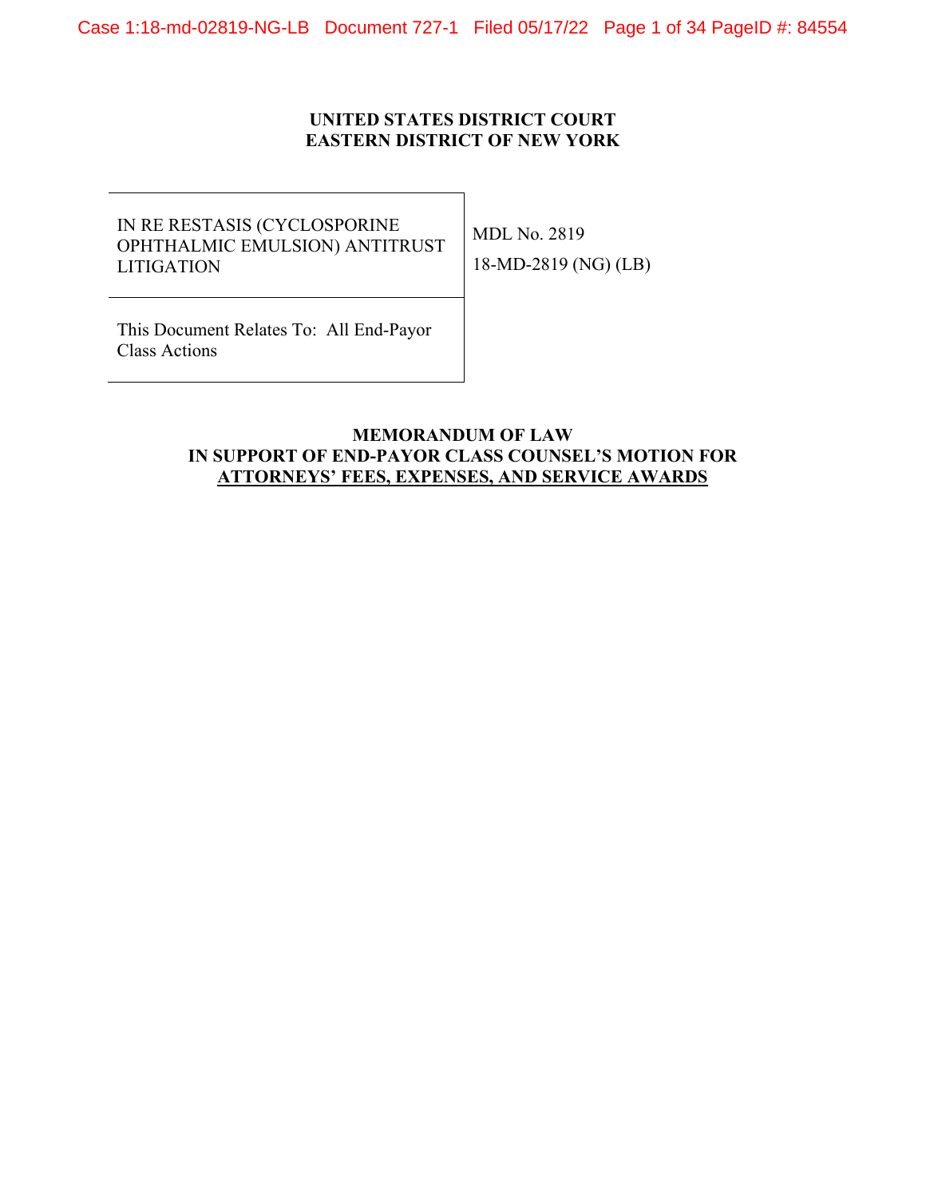**UNITED STATES DISTRICT COURT**
**EASTERN DISTRICT OF NEW YORK**

| | |
|---|---|
| IN RE RESTASIS (CYCLOSPORINE OPHTHALMIC EMULSION) ANTITRUST LITIGATION | MDL No. 2819<br>18-MD-2819 (NG) (LB) |
| This Document Relates To: All End-Payor Class Actions | |

**MEMORANDUM OF LAW**
**IN SUPPORT OF END-PAYOR CLASS COUNSEL'S MOTION FOR ATTORNEYS' FEES, EXPENSES, AND SERVICE AWARDS**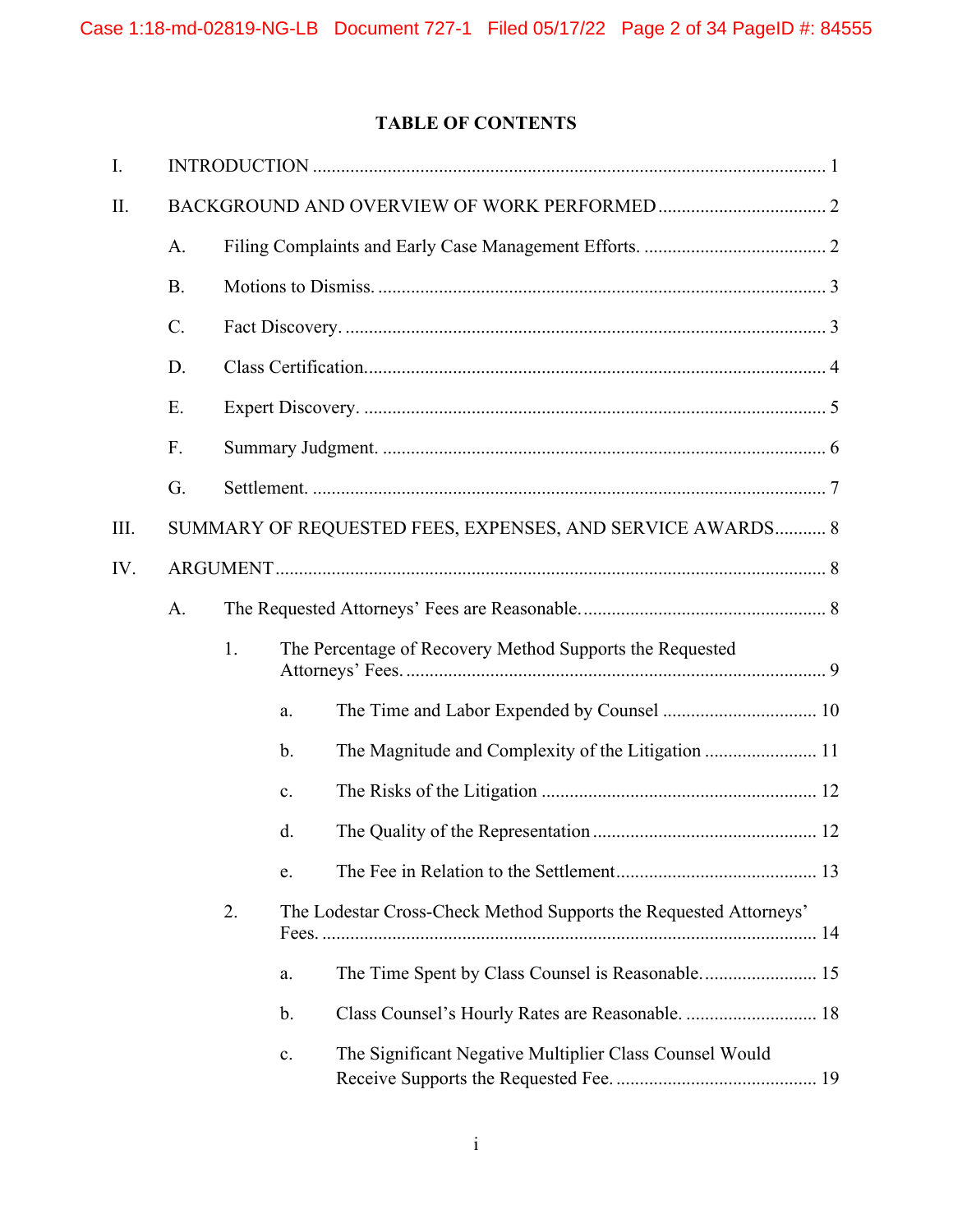## TABLE OF CONTENTS

I. INTRODUCTION ........................................................................................................ 1

II. BACKGROUND AND OVERVIEW OF WORK PERFORMED ........................................ 2

  A. Filing Complaints and Early Case Management Efforts. ........................................ 2

  B. Motions to Dismiss. ................................................................................................ 3

  C. Fact Discovery. ....................................................................................................... 3

  D. Class Certification. .................................................................................................. 4

  E. Expert Discovery. .................................................................................................... 5

  F. Summary Judgment. ................................................................................................ 6

  G. Settlement. .............................................................................................................. 7

III. SUMMARY OF REQUESTED FEES, EXPENSES, AND SERVICE AWARDS ........... 8

IV. ARGUMENT ................................................................................................................ 8

  A. The Requested Attorneys' Fees are Reasonable. ..................................................... 8

    1. The Percentage of Recovery Method Supports the Requested Attorneys' Fees. ..................................................................................... 9

      a. The Time and Labor Expended by Counsel ................................. 10

      b. The Magnitude and Complexity of the Litigation ........................ 11

      c. The Risks of the Litigation .......................................................... 12

      d. The Quality of the Representation ............................................... 12

      e. The Fee in Relation to the Settlement .......................................... 13

    2. The Lodestar Cross-Check Method Supports the Requested Attorneys' Fees. ........................................................................................................ 14

      a. The Time Spent by Class Counsel is Reasonable. ........................ 15

      b. Class Counsel's Hourly Rates are Reasonable. ............................ 18

      c. The Significant Negative Multiplier Class Counsel Would Receive Supports the Requested Fee. ........................................... 19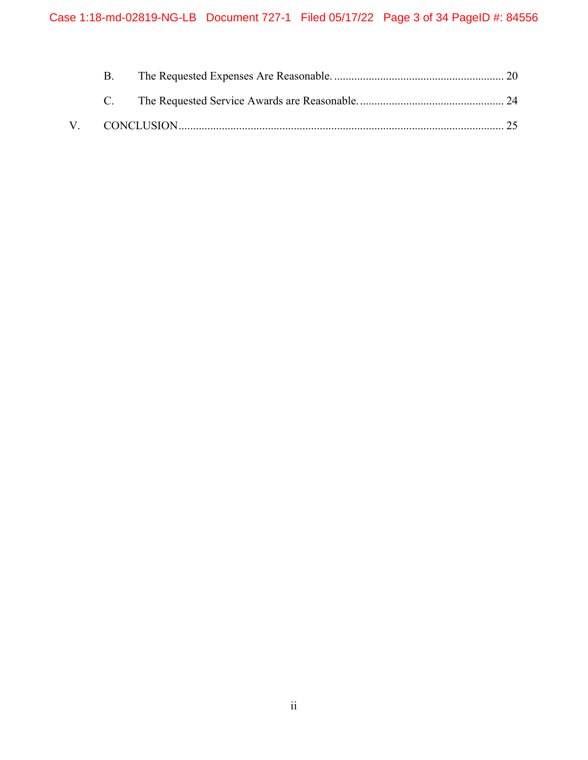B. The Requested Expenses Are Reasonable. .......................................................... 20

C. The Requested Service Awards are Reasonable. .................................................. 24

V. CONCLUSION ................................................................................................................ 25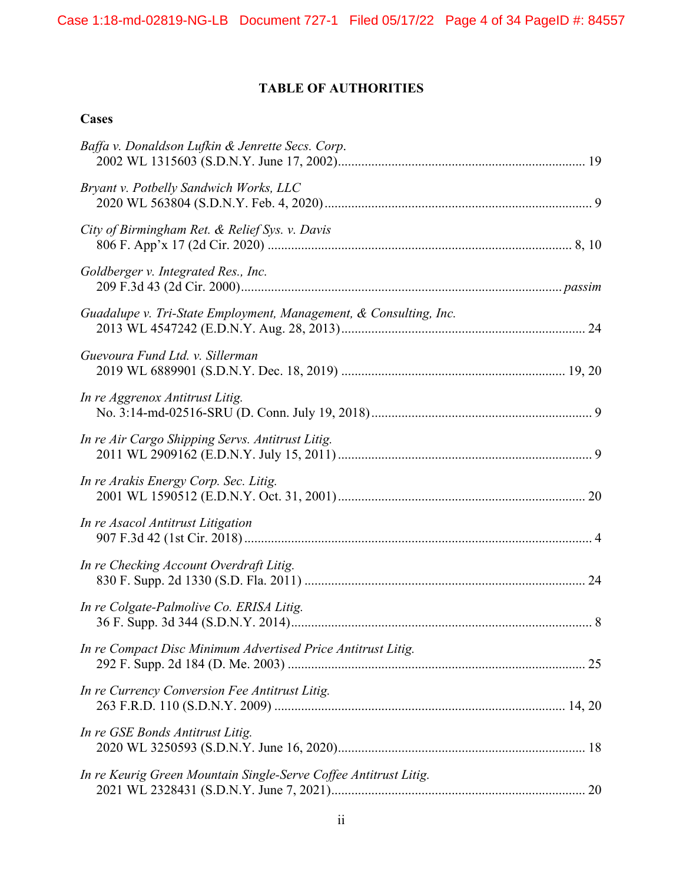## TABLE OF AUTHORITIES

### Cases

*Baffa v. Donaldson Lufkin & Jenrette Secs. Corp.*
2002 WL 1315603 (S.D.N.Y. June 17, 2002)........................................................................ 19

*Bryant v. Potbelly Sandwich Works, LLC*
2020 WL 563804 (S.D.N.Y. Feb. 4, 2020)................................................................................ 9

*City of Birmingham Ret. & Relief Sys. v. Davis*
806 F. App'x 17 (2d Cir. 2020) ......................................................................................... 8, 10

*Goldberger v. Integrated Res., Inc.*
209 F.3d 43 (2d Cir. 2000)............................................................................................... *passim*

*Guadalupe v. Tri-State Employment, Management, & Consulting, Inc.*
2013 WL 4547242 (E.D.N.Y. Aug. 28, 2013)........................................................................ 24

*Guevoura Fund Ltd. v. Sillerman*
2019 WL 6889901 (S.D.N.Y. Dec. 18, 2019) ................................................................. 19, 20

*In re Aggrenox Antitrust Litig.*
No. 3:14-md-02516-SRU (D. Conn. July 19, 2018)................................................................. 9

*In re Air Cargo Shipping Servs. Antitrust Litig.*
2011 WL 2909162 (E.D.N.Y. July 15, 2011) ........................................................................... 9

*In re Arakis Energy Corp. Sec. Litig.*
2001 WL 1590512 (E.D.N.Y. Oct. 31, 2001)......................................................................... 20

*In re Asacol Antitrust Litigation*
907 F.3d 42 (1st Cir. 2018)........................................................................................................ 4

*In re Checking Account Overdraft Litig.*
830 F. Supp. 2d 1330 (S.D. Fla. 2011) ................................................................................... 24

*In re Colgate-Palmolive Co. ERISA Litig.*
36 F. Supp. 3d 344 (S.D.N.Y. 2014).......................................................................................... 8

*In re Compact Disc Minimum Advertised Price Antitrust Litig.*
292 F. Supp. 2d 184 (D. Me. 2003) ........................................................................................ 25

*In re Currency Conversion Fee Antitrust Litig.*
263 F.R.D. 110 (S.D.N.Y. 2009) ...................................................................................... 14, 20

*In re GSE Bonds Antitrust Litig.*
2020 WL 3250593 (S.D.N.Y. June 16, 2020)......................................................................... 18

*In re Keurig Green Mountain Single-Serve Coffee Antitrust Litig.*
2021 WL 2328431 (S.D.N.Y. June 7, 2021)........................................................................... 20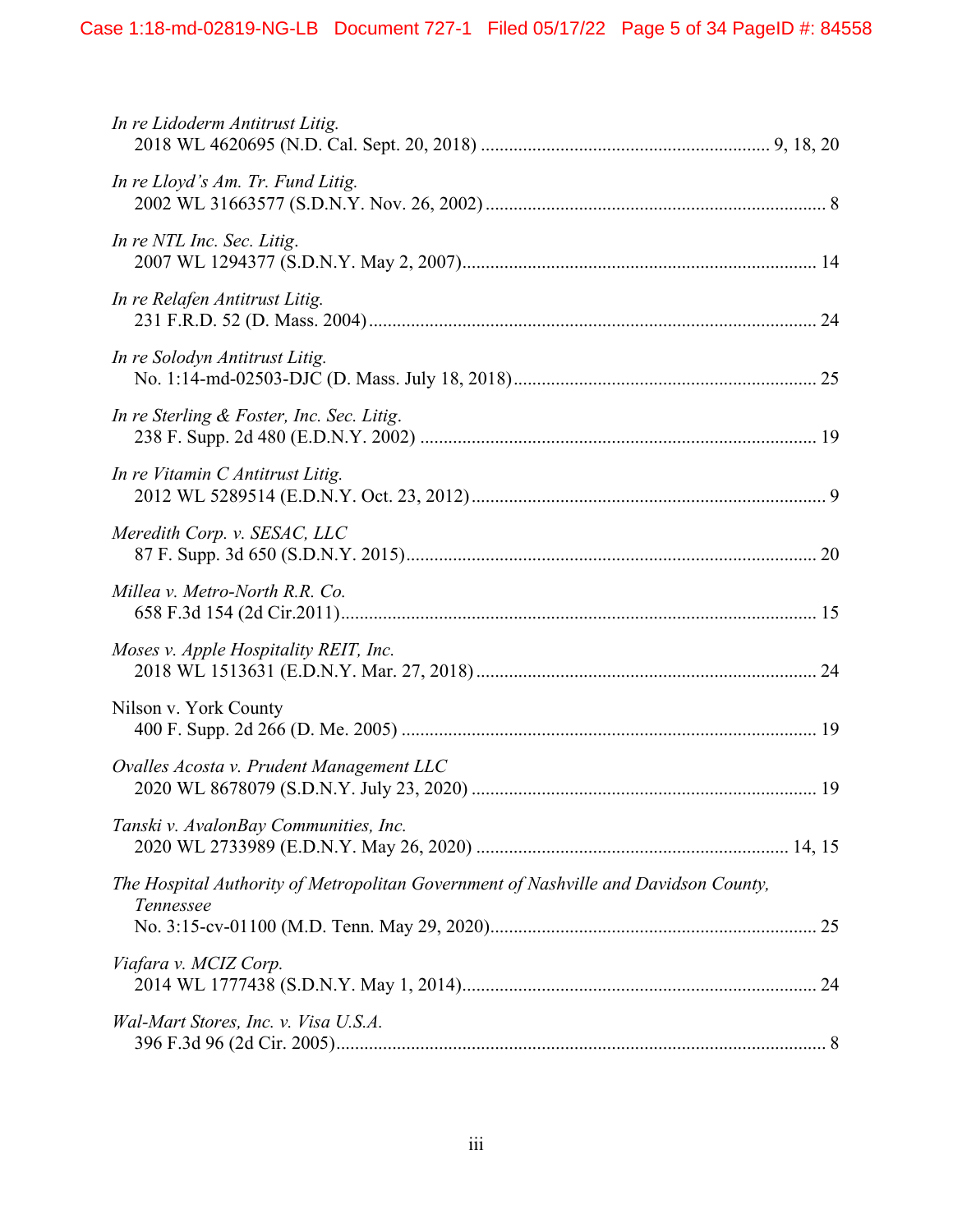*In re Lidoderm Antitrust Litig.*
2018 WL 4620695 (N.D. Cal. Sept. 20, 2018) ............................................................. 9, 18, 20

*In re Lloyd's Am. Tr. Fund Litig.*
2002 WL 31663577 (S.D.N.Y. Nov. 26, 2002) ......................................................................... 8

*In re NTL Inc. Sec. Litig*.
2007 WL 1294377 (S.D.N.Y. May 2, 2007)........................................................................... 14

*In re Relafen Antitrust Litig.*
231 F.R.D. 52 (D. Mass. 2004)............................................................................................... 24

*In re Solodyn Antitrust Litig.*
No. 1:14-md-02503-DJC (D. Mass. July 18, 2018)................................................................ 25

*In re Sterling & Foster, Inc. Sec. Litig*.
238 F. Supp. 2d 480 (E.D.N.Y. 2002) .................................................................................... 19

*In re Vitamin C Antitrust Litig.*
2012 WL 5289514 (E.D.N.Y. Oct. 23, 2012)........................................................................... 9

*Meredith Corp. v. SESAC, LLC*
87 F. Supp. 3d 650 (S.D.N.Y. 2015)....................................................................................... 20

*Millea v. Metro-North R.R. Co.*
658 F.3d 154 (2d Cir.2011)..................................................................................................... 15

*Moses v. Apple Hospitality REIT, Inc.*
2018 WL 1513631 (E.D.N.Y. Mar. 27, 2018) ........................................................................ 24

Nilson v. York County
400 F. Supp. 2d 266 (D. Me. 2005) ........................................................................................ 19

*Ovalles Acosta v. Prudent Management LLC*
2020 WL 8678079 (S.D.N.Y. July 23, 2020) ......................................................................... 19

*Tanski v. AvalonBay Communities, Inc.*
2020 WL 2733989 (E.D.N.Y. May 26, 2020) .................................................................. 14, 15

*The Hospital Authority of Metropolitan Government of Nashville and Davidson County, Tennessee*
No. 3:15-cv-01100 (M.D. Tenn. May 29, 2020)..................................................................... 25

*Viafara v. MCIZ Corp.*
2014 WL 1777438 (S.D.N.Y. May 1, 2014)........................................................................... 24

*Wal-Mart Stores, Inc. v. Visa U.S.A.*
396 F.3d 96 (2d Cir. 2005)........................................................................................................ 8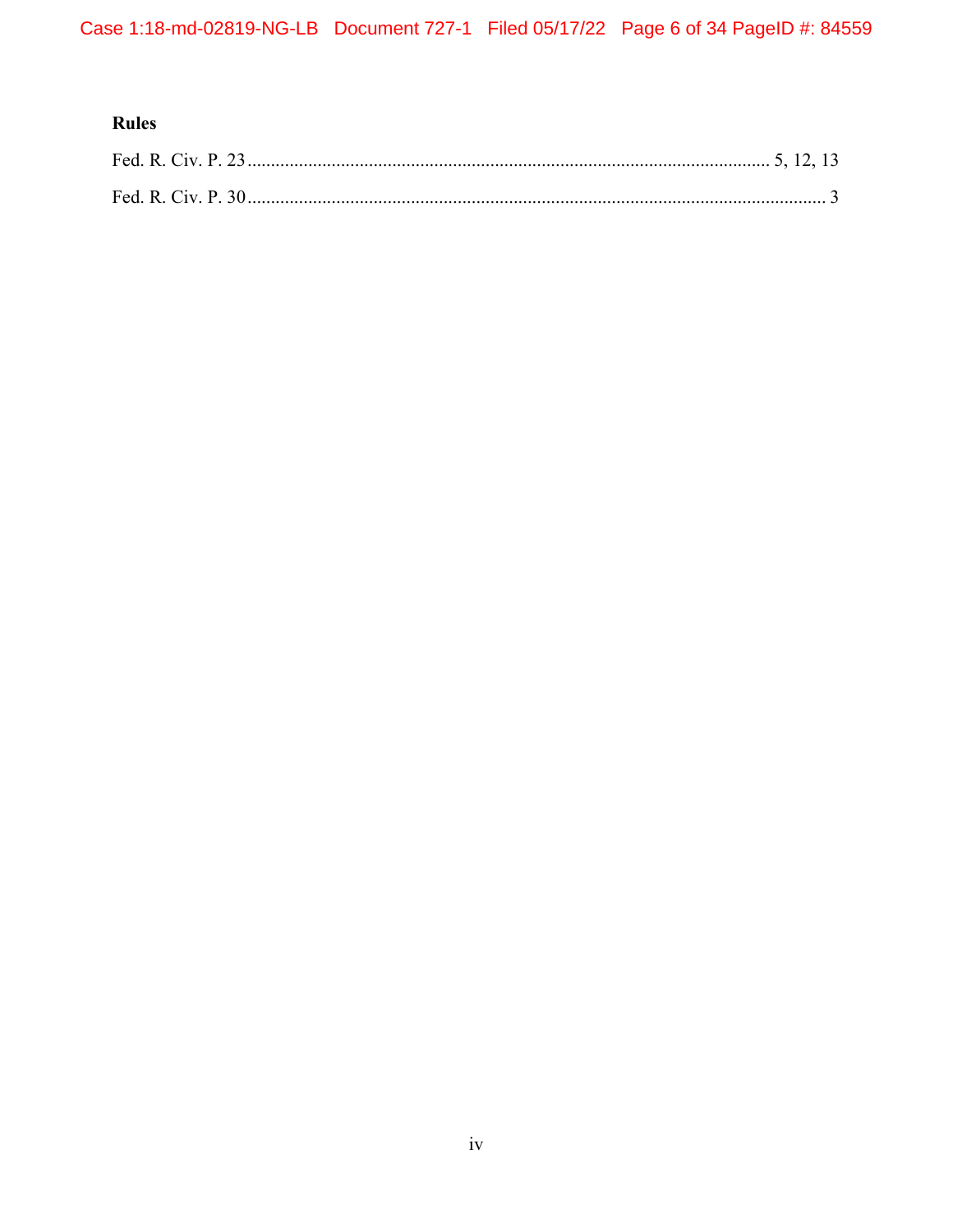**Rules**

Fed. R. Civ. P. 23 ............................................................................................................ 5, 12, 13

Fed. R. Civ. P. 30 ............................................................................................................................ 3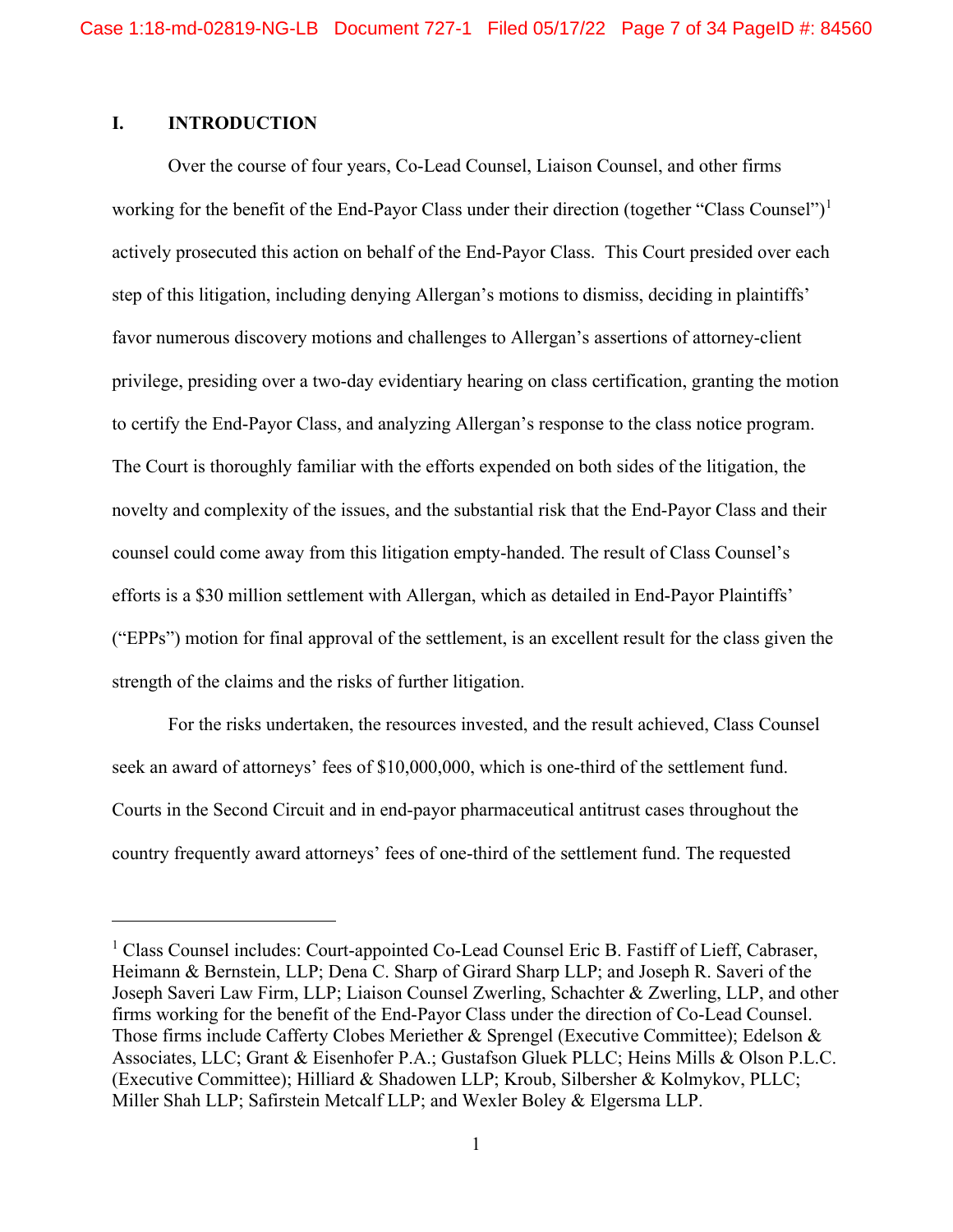## I. INTRODUCTION

Over the course of four years, Co-Lead Counsel, Liaison Counsel, and other firms working for the benefit of the End-Payor Class under their direction (together "Class Counsel")[1] actively prosecuted this action on behalf of the End-Payor Class. This Court presided over each step of this litigation, including denying Allergan's motions to dismiss, deciding in plaintiffs' favor numerous discovery motions and challenges to Allergan's assertions of attorney-client privilege, presiding over a two-day evidentiary hearing on class certification, granting the motion to certify the End-Payor Class, and analyzing Allergan's response to the class notice program. The Court is thoroughly familiar with the efforts expended on both sides of the litigation, the novelty and complexity of the issues, and the substantial risk that the End-Payor Class and their counsel could come away from this litigation empty-handed. The result of Class Counsel's efforts is a $30 million settlement with Allergan, which as detailed in End-Payor Plaintiffs' ("EPPs") motion for final approval of the settlement, is an excellent result for the class given the strength of the claims and the risks of further litigation.

For the risks undertaken, the resources invested, and the result achieved, Class Counsel seek an award of attorneys' fees of $10,000,000, which is one-third of the settlement fund. Courts in the Second Circuit and in end-payor pharmaceutical antitrust cases throughout the country frequently award attorneys' fees of one-third of the settlement fund. The requested

---

[1] Class Counsel includes: Court-appointed Co-Lead Counsel Eric B. Fastiff of Lieff, Cabraser, Heimann & Bernstein, LLP; Dena C. Sharp of Girard Sharp LLP; and Joseph R. Saveri of the Joseph Saveri Law Firm, LLP; Liaison Counsel Zwerling, Schachter & Zwerling, LLP, and other firms working for the benefit of the End-Payor Class under the direction of Co-Lead Counsel. Those firms include Cafferty Clobes Meriether & Sprengel (Executive Committee); Edelson & Associates, LLC; Grant & Eisenhofer P.A.; Gustafson Gluek PLLC; Heins Mills & Olson P.L.C. (Executive Committee); Hilliard & Shadowen LLP; Kroub, Silbersher & Kolmykov, PLLC; Miller Shah LLP; Safirstein Metcalf LLP; and Wexler Boley & Elgersma LLP.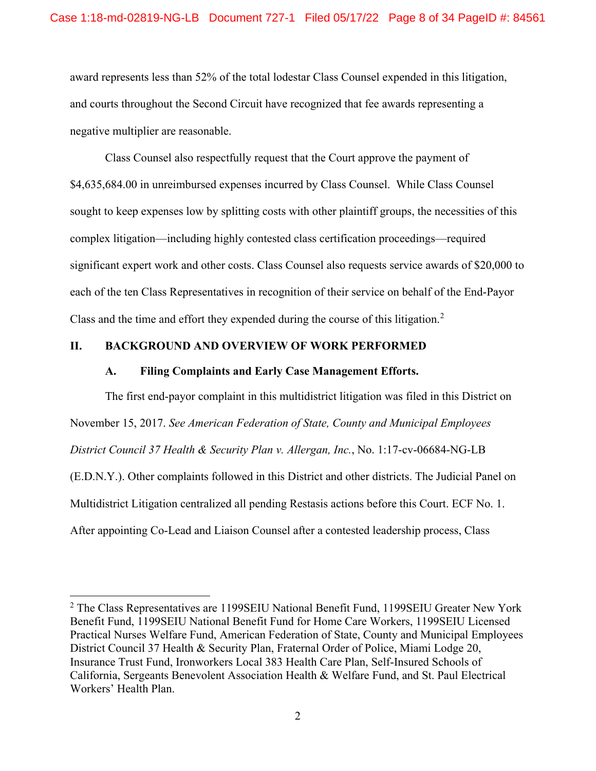award represents less than 52% of the total lodestar Class Counsel expended in this litigation, and courts throughout the Second Circuit have recognized that fee awards representing a negative multiplier are reasonable.

Class Counsel also respectfully request that the Court approve the payment of $4,635,684.00 in unreimbursed expenses incurred by Class Counsel. While Class Counsel sought to keep expenses low by splitting costs with other plaintiff groups, the necessities of this complex litigation—including highly contested class certification proceedings—required significant expert work and other costs. Class Counsel also requests service awards of $20,000 to each of the ten Class Representatives in recognition of their service on behalf of the End-Payor Class and the time and effort they expended during the course of this litigation.[2]

## II. BACKGROUND AND OVERVIEW OF WORK PERFORMED

### A. Filing Complaints and Early Case Management Efforts.

The first end-payor complaint in this multidistrict litigation was filed in this District on November 15, 2017. *See American Federation of State, County and Municipal Employees District Council 37 Health & Security Plan v. Allergan, Inc.*, No. 1:17-cv-06684-NG-LB (E.D.N.Y.). Other complaints followed in this District and other districts. The Judicial Panel on Multidistrict Litigation centralized all pending Restasis actions before this Court. ECF No. 1. After appointing Co-Lead and Liaison Counsel after a contested leadership process, Class

---

[2] The Class Representatives are 1199SEIU National Benefit Fund, 1199SEIU Greater New York Benefit Fund, 1199SEIU National Benefit Fund for Home Care Workers, 1199SEIU Licensed Practical Nurses Welfare Fund, American Federation of State, County and Municipal Employees District Council 37 Health & Security Plan, Fraternal Order of Police, Miami Lodge 20, Insurance Trust Fund, Ironworkers Local 383 Health Care Plan, Self-Insured Schools of California, Sergeants Benevolent Association Health & Welfare Fund, and St. Paul Electrical Workers' Health Plan.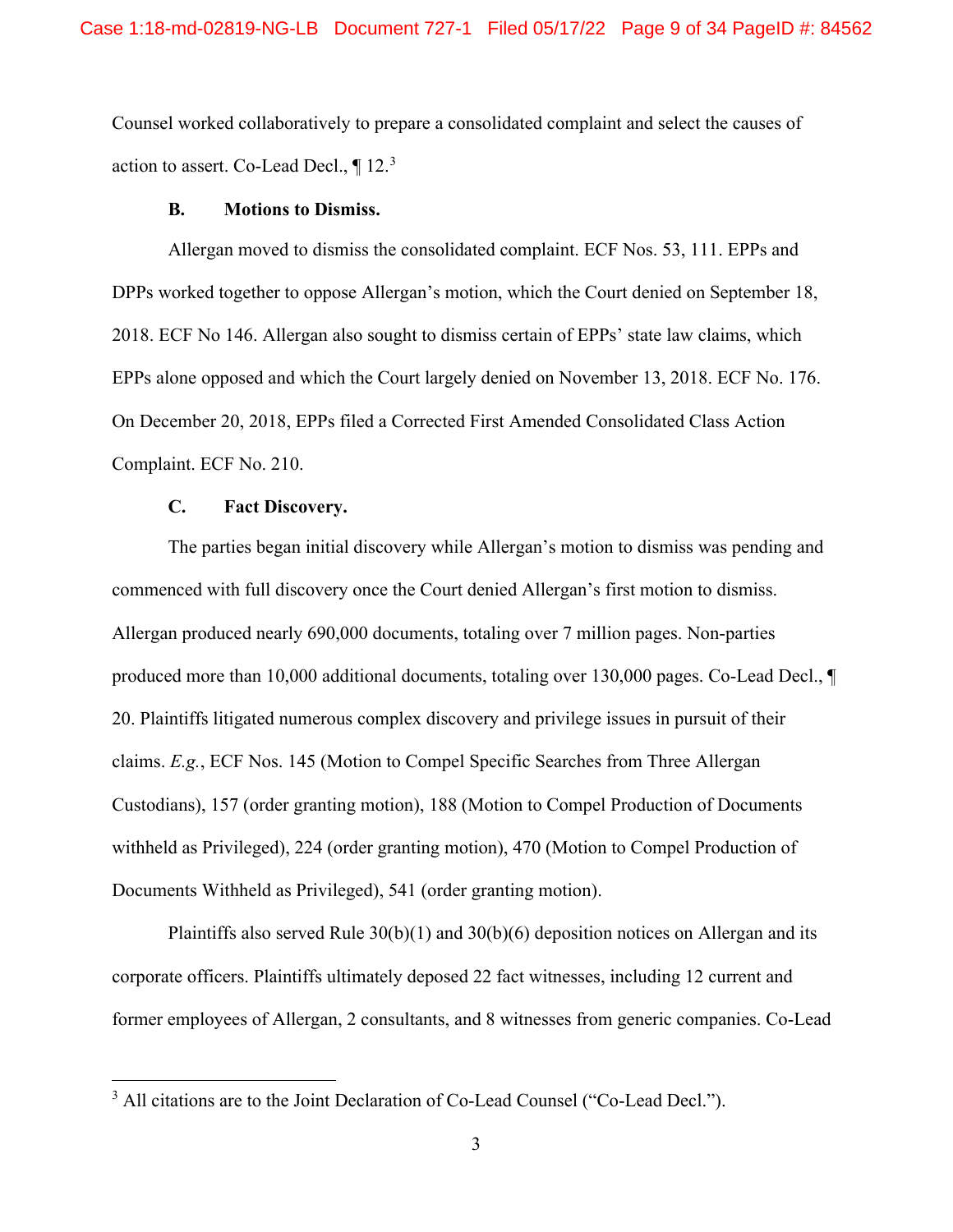Counsel worked collaboratively to prepare a consolidated complaint and select the causes of action to assert. Co-Lead Decl., ¶ 12.[3]

### B. Motions to Dismiss.

Allergan moved to dismiss the consolidated complaint. ECF Nos. 53, 111. EPPs and DPPs worked together to oppose Allergan's motion, which the Court denied on September 18, 2018. ECF No 146. Allergan also sought to dismiss certain of EPPs' state law claims, which EPPs alone opposed and which the Court largely denied on November 13, 2018. ECF No. 176. On December 20, 2018, EPPs filed a Corrected First Amended Consolidated Class Action Complaint. ECF No. 210.

### C. Fact Discovery.

The parties began initial discovery while Allergan's motion to dismiss was pending and commenced with full discovery once the Court denied Allergan's first motion to dismiss. Allergan produced nearly 690,000 documents, totaling over 7 million pages. Non-parties produced more than 10,000 additional documents, totaling over 130,000 pages. Co-Lead Decl., ¶ 20. Plaintiffs litigated numerous complex discovery and privilege issues in pursuit of their claims. *E.g.*, ECF Nos. 145 (Motion to Compel Specific Searches from Three Allergan Custodians), 157 (order granting motion), 188 (Motion to Compel Production of Documents withheld as Privileged), 224 (order granting motion), 470 (Motion to Compel Production of Documents Withheld as Privileged), 541 (order granting motion).

Plaintiffs also served Rule 30(b)(1) and 30(b)(6) deposition notices on Allergan and its corporate officers. Plaintiffs ultimately deposed 22 fact witnesses, including 12 current and former employees of Allergan, 2 consultants, and 8 witnesses from generic companies. Co-Lead

---

[3] All citations are to the Joint Declaration of Co-Lead Counsel ("Co-Lead Decl.").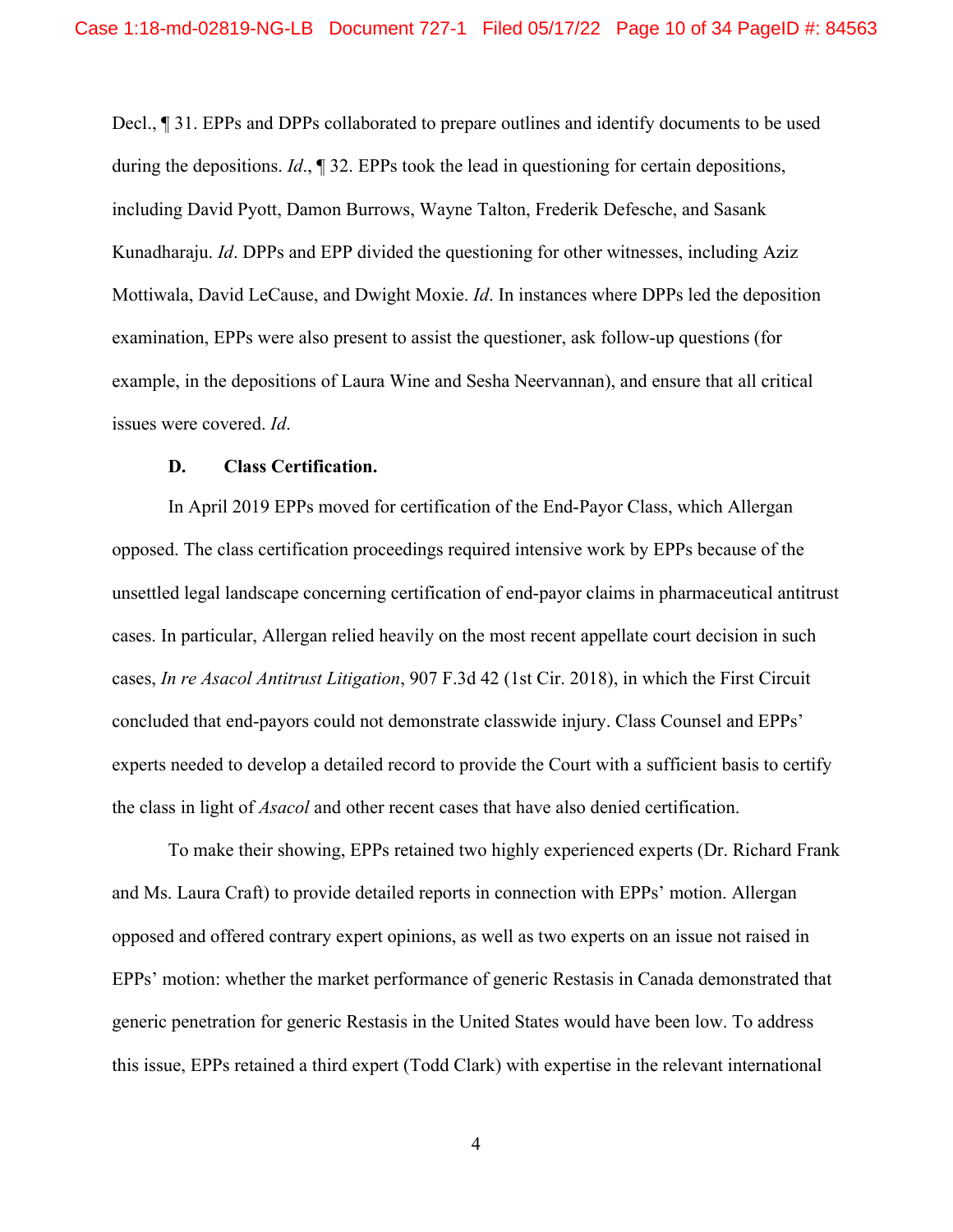Decl., ¶ 31. EPPs and DPPs collaborated to prepare outlines and identify documents to be used during the depositions. *Id*., ¶ 32. EPPs took the lead in questioning for certain depositions, including David Pyott, Damon Burrows, Wayne Talton, Frederik Defesche, and Sasank Kunadharaju. *Id*. DPPs and EPP divided the questioning for other witnesses, including Aziz Mottiwala, David LeCause, and Dwight Moxie. *Id*. In instances where DPPs led the deposition examination, EPPs were also present to assist the questioner, ask follow-up questions (for example, in the depositions of Laura Wine and Sesha Neervannan), and ensure that all critical issues were covered. *Id*.

**D. Class Certification.**

In April 2019 EPPs moved for certification of the End-Payor Class, which Allergan opposed. The class certification proceedings required intensive work by EPPs because of the unsettled legal landscape concerning certification of end-payor claims in pharmaceutical antitrust cases. In particular, Allergan relied heavily on the most recent appellate court decision in such cases, *In re Asacol Antitrust Litigation*, 907 F.3d 42 (1st Cir. 2018), in which the First Circuit concluded that end-payors could not demonstrate classwide injury. Class Counsel and EPPs' experts needed to develop a detailed record to provide the Court with a sufficient basis to certify the class in light of *Asacol* and other recent cases that have also denied certification.

To make their showing, EPPs retained two highly experienced experts (Dr. Richard Frank and Ms. Laura Craft) to provide detailed reports in connection with EPPs' motion. Allergan opposed and offered contrary expert opinions, as well as two experts on an issue not raised in EPPs' motion: whether the market performance of generic Restasis in Canada demonstrated that generic penetration for generic Restasis in the United States would have been low. To address this issue, EPPs retained a third expert (Todd Clark) with expertise in the relevant international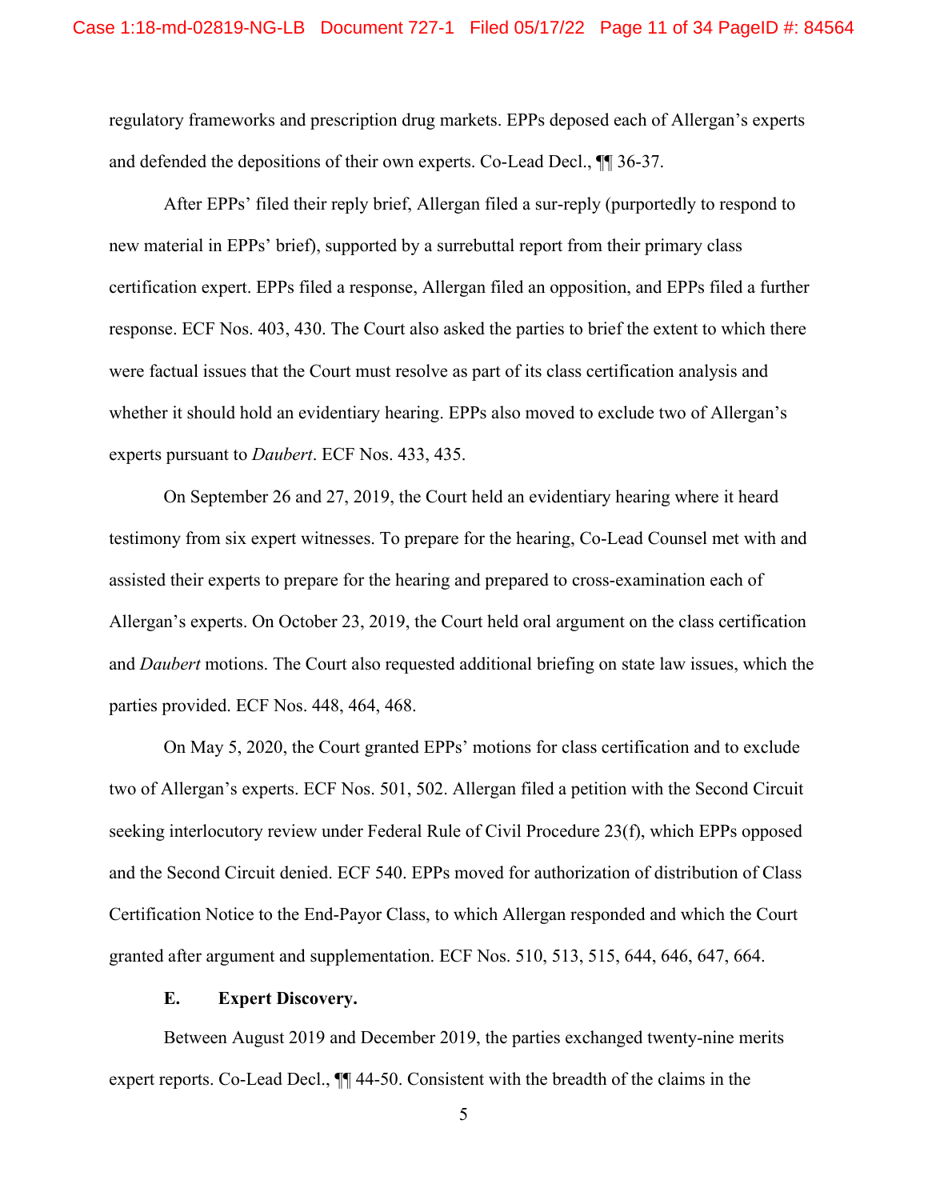regulatory frameworks and prescription drug markets. EPPs deposed each of Allergan's experts and defended the depositions of their own experts. Co-Lead Decl., ¶¶ 36-37.

After EPPs' filed their reply brief, Allergan filed a sur-reply (purportedly to respond to new material in EPPs' brief), supported by a surrebuttal report from their primary class certification expert. EPPs filed a response, Allergan filed an opposition, and EPPs filed a further response. ECF Nos. 403, 430. The Court also asked the parties to brief the extent to which there were factual issues that the Court must resolve as part of its class certification analysis and whether it should hold an evidentiary hearing. EPPs also moved to exclude two of Allergan's experts pursuant to *Daubert*. ECF Nos. 433, 435.

On September 26 and 27, 2019, the Court held an evidentiary hearing where it heard testimony from six expert witnesses. To prepare for the hearing, Co-Lead Counsel met with and assisted their experts to prepare for the hearing and prepared to cross-examination each of Allergan's experts. On October 23, 2019, the Court held oral argument on the class certification and *Daubert* motions. The Court also requested additional briefing on state law issues, which the parties provided. ECF Nos. 448, 464, 468.

On May 5, 2020, the Court granted EPPs' motions for class certification and to exclude two of Allergan's experts. ECF Nos. 501, 502. Allergan filed a petition with the Second Circuit seeking interlocutory review under Federal Rule of Civil Procedure 23(f), which EPPs opposed and the Second Circuit denied. ECF 540. EPPs moved for authorization of distribution of Class Certification Notice to the End-Payor Class, to which Allergan responded and which the Court granted after argument and supplementation. ECF Nos. 510, 513, 515, 644, 646, 647, 664.

**E. Expert Discovery.**

Between August 2019 and December 2019, the parties exchanged twenty-nine merits expert reports. Co-Lead Decl., ¶¶ 44-50. Consistent with the breadth of the claims in the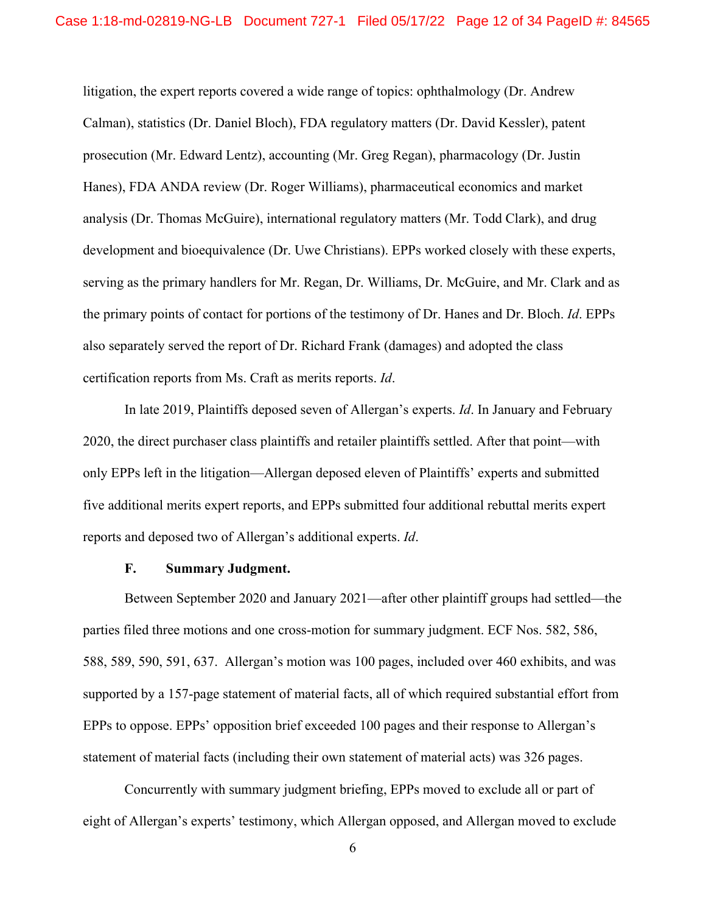litigation, the expert reports covered a wide range of topics: ophthalmology (Dr. Andrew Calman), statistics (Dr. Daniel Bloch), FDA regulatory matters (Dr. David Kessler), patent prosecution (Mr. Edward Lentz), accounting (Mr. Greg Regan), pharmacology (Dr. Justin Hanes), FDA ANDA review (Dr. Roger Williams), pharmaceutical economics and market analysis (Dr. Thomas McGuire), international regulatory matters (Mr. Todd Clark), and drug development and bioequivalence (Dr. Uwe Christians). EPPs worked closely with these experts, serving as the primary handlers for Mr. Regan, Dr. Williams, Dr. McGuire, and Mr. Clark and as the primary points of contact for portions of the testimony of Dr. Hanes and Dr. Bloch. *Id*. EPPs also separately served the report of Dr. Richard Frank (damages) and adopted the class certification reports from Ms. Craft as merits reports. *Id*.

In late 2019, Plaintiffs deposed seven of Allergan's experts. *Id*. In January and February 2020, the direct purchaser class plaintiffs and retailer plaintiffs settled. After that point—with only EPPs left in the litigation—Allergan deposed eleven of Plaintiffs' experts and submitted five additional merits expert reports, and EPPs submitted four additional rebuttal merits expert reports and deposed two of Allergan's additional experts. *Id*.

### F. Summary Judgment.

Between September 2020 and January 2021—after other plaintiff groups had settled—the parties filed three motions and one cross-motion for summary judgment. ECF Nos. 582, 586, 588, 589, 590, 591, 637. Allergan's motion was 100 pages, included over 460 exhibits, and was supported by a 157-page statement of material facts, all of which required substantial effort from EPPs to oppose. EPPs' opposition brief exceeded 100 pages and their response to Allergan's statement of material facts (including their own statement of material acts) was 326 pages.

Concurrently with summary judgment briefing, EPPs moved to exclude all or part of eight of Allergan's experts' testimony, which Allergan opposed, and Allergan moved to exclude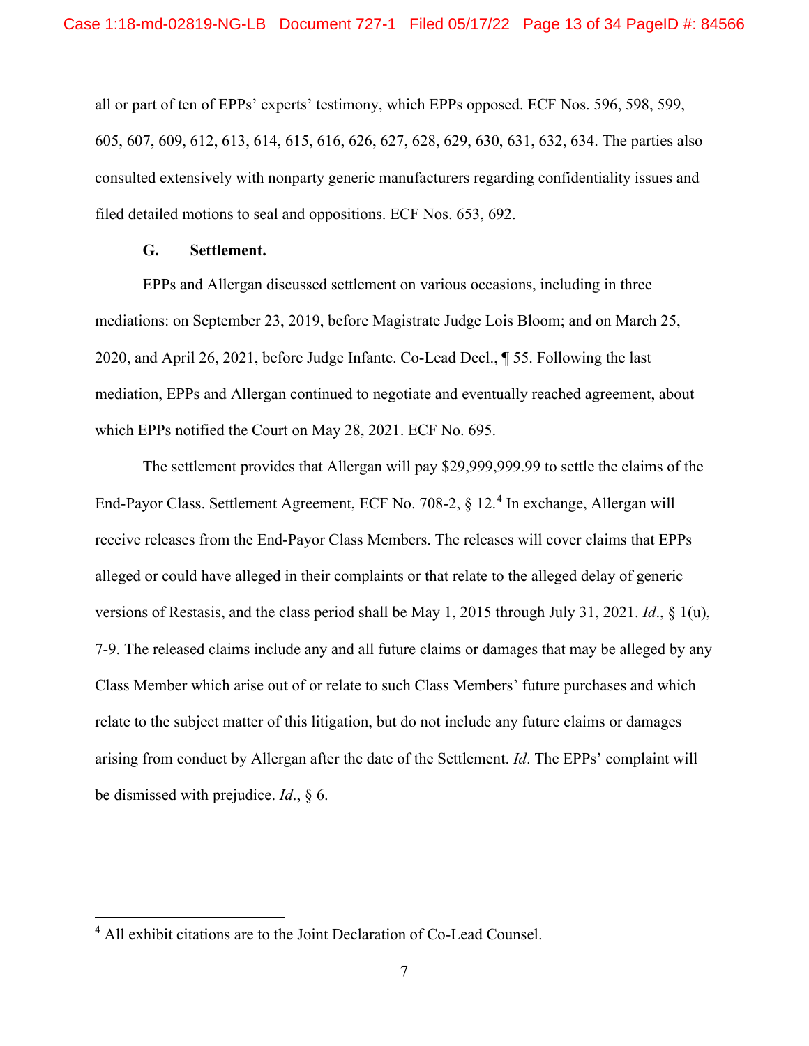all or part of ten of EPPs' experts' testimony, which EPPs opposed. ECF Nos. 596, 598, 599, 605, 607, 609, 612, 613, 614, 615, 616, 626, 627, 628, 629, 630, 631, 632, 634. The parties also consulted extensively with nonparty generic manufacturers regarding confidentiality issues and filed detailed motions to seal and oppositions. ECF Nos. 653, 692.

### G. Settlement.

EPPs and Allergan discussed settlement on various occasions, including in three mediations: on September 23, 2019, before Magistrate Judge Lois Bloom; and on March 25, 2020, and April 26, 2021, before Judge Infante. Co-Lead Decl., ¶ 55. Following the last mediation, EPPs and Allergan continued to negotiate and eventually reached agreement, about which EPPs notified the Court on May 28, 2021. ECF No. 695.

The settlement provides that Allergan will pay $29,999,999.99 to settle the claims of the End-Payor Class. Settlement Agreement, ECF No. 708-2, § 12.[4] In exchange, Allergan will receive releases from the End-Payor Class Members. The releases will cover claims that EPPs alleged or could have alleged in their complaints or that relate to the alleged delay of generic versions of Restasis, and the class period shall be May 1, 2015 through July 31, 2021. *Id*., § 1(u), 7-9. The released claims include any and all future claims or damages that may be alleged by any Class Member which arise out of or relate to such Class Members' future purchases and which relate to the subject matter of this litigation, but do not include any future claims or damages arising from conduct by Allergan after the date of the Settlement. *Id*. The EPPs' complaint will be dismissed with prejudice. *Id*., § 6.

---

[4] All exhibit citations are to the Joint Declaration of Co-Lead Counsel.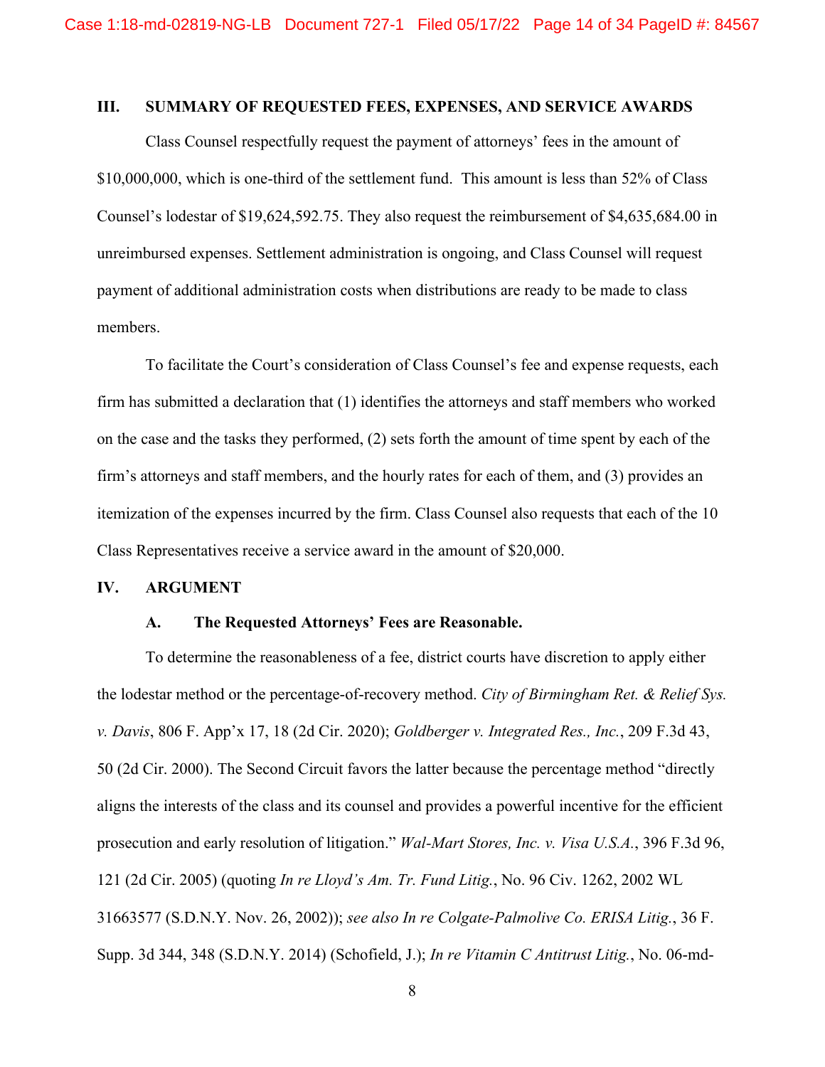## III. SUMMARY OF REQUESTED FEES, EXPENSES, AND SERVICE AWARDS

Class Counsel respectfully request the payment of attorneys' fees in the amount of $10,000,000, which is one-third of the settlement fund. This amount is less than 52% of Class Counsel's lodestar of $19,624,592.75. They also request the reimbursement of $4,635,684.00 in unreimbursed expenses. Settlement administration is ongoing, and Class Counsel will request payment of additional administration costs when distributions are ready to be made to class members.

To facilitate the Court's consideration of Class Counsel's fee and expense requests, each firm has submitted a declaration that (1) identifies the attorneys and staff members who worked on the case and the tasks they performed, (2) sets forth the amount of time spent by each of the firm's attorneys and staff members, and the hourly rates for each of them, and (3) provides an itemization of the expenses incurred by the firm. Class Counsel also requests that each of the 10 Class Representatives receive a service award in the amount of $20,000.

## IV. ARGUMENT

### A. The Requested Attorneys' Fees are Reasonable.

To determine the reasonableness of a fee, district courts have discretion to apply either the lodestar method or the percentage-of-recovery method. *City of Birmingham Ret. & Relief Sys. v. Davis*, 806 F. App'x 17, 18 (2d Cir. 2020); *Goldberger v. Integrated Res., Inc.*, 209 F.3d 43, 50 (2d Cir. 2000). The Second Circuit favors the latter because the percentage method "directly aligns the interests of the class and its counsel and provides a powerful incentive for the efficient prosecution and early resolution of litigation." *Wal-Mart Stores, Inc. v. Visa U.S.A.*, 396 F.3d 96, 121 (2d Cir. 2005) (quoting *In re Lloyd's Am. Tr. Fund Litig.*, No. 96 Civ. 1262, 2002 WL 31663577 (S.D.N.Y. Nov. 26, 2002)); *see also In re Colgate-Palmolive Co. ERISA Litig.*, 36 F. Supp. 3d 344, 348 (S.D.N.Y. 2014) (Schofield, J.); *In re Vitamin C Antitrust Litig.*, No. 06-md-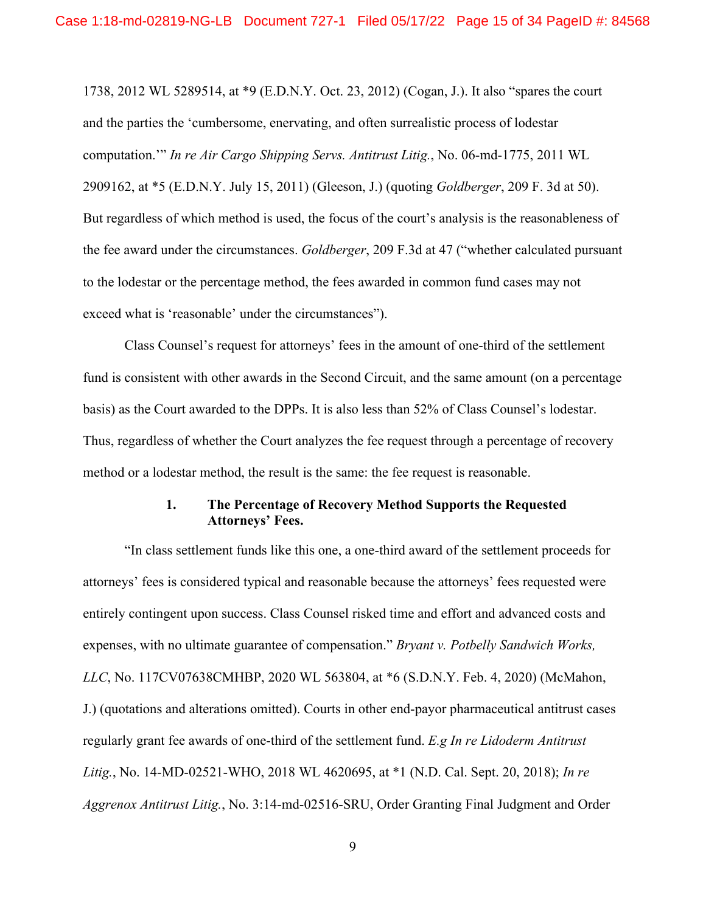1738, 2012 WL 5289514, at *9 (E.D.N.Y. Oct. 23, 2012) (Cogan, J.). It also "spares the court and the parties the 'cumbersome, enervating, and often surrealistic process of lodestar computation.'" *In re Air Cargo Shipping Servs. Antitrust Litig.*, No. 06-md-1775, 2011 WL 2909162, at *5 (E.D.N.Y. July 15, 2011) (Gleeson, J.) (quoting *Goldberger*, 209 F. 3d at 50). But regardless of which method is used, the focus of the court's analysis is the reasonableness of the fee award under the circumstances. *Goldberger*, 209 F.3d at 47 ("whether calculated pursuant to the lodestar or the percentage method, the fees awarded in common fund cases may not exceed what is 'reasonable' under the circumstances").

Class Counsel's request for attorneys' fees in the amount of one-third of the settlement fund is consistent with other awards in the Second Circuit, and the same amount (on a percentage basis) as the Court awarded to the DPPs. It is also less than 52% of Class Counsel's lodestar. Thus, regardless of whether the Court analyzes the fee request through a percentage of recovery method or a lodestar method, the result is the same: the fee request is reasonable.

### 1. The Percentage of Recovery Method Supports the Requested Attorneys' Fees.

"In class settlement funds like this one, a one-third award of the settlement proceeds for attorneys' fees is considered typical and reasonable because the attorneys' fees requested were entirely contingent upon success. Class Counsel risked time and effort and advanced costs and expenses, with no ultimate guarantee of compensation." *Bryant v. Potbelly Sandwich Works, LLC*, No. 117CV07638CMHBP, 2020 WL 563804, at *6 (S.D.N.Y. Feb. 4, 2020) (McMahon, J.) (quotations and alterations omitted). Courts in other end-payor pharmaceutical antitrust cases regularly grant fee awards of one-third of the settlement fund. *E.g In re Lidoderm Antitrust Litig.*, No. 14-MD-02521-WHO, 2018 WL 4620695, at *1 (N.D. Cal. Sept. 20, 2018); *In re Aggrenox Antitrust Litig.*, No. 3:14-md-02516-SRU, Order Granting Final Judgment and Order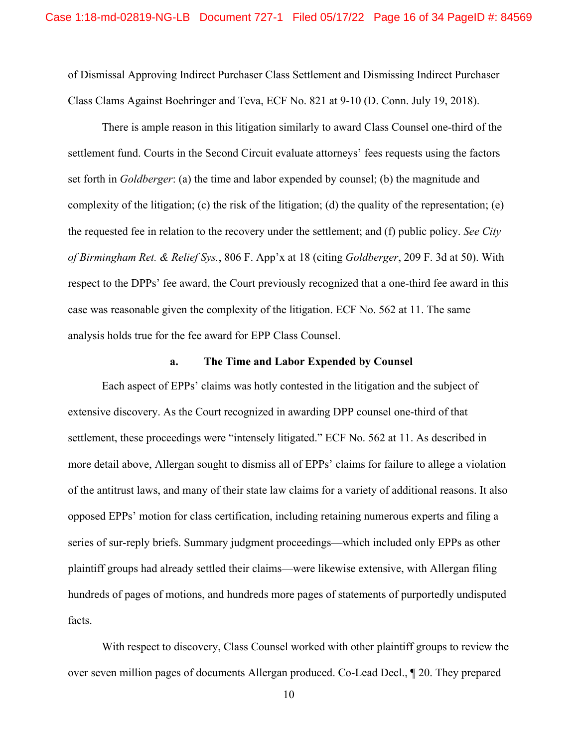of Dismissal Approving Indirect Purchaser Class Settlement and Dismissing Indirect Purchaser Class Clams Against Boehringer and Teva, ECF No. 821 at 9-10 (D. Conn. July 19, 2018).

There is ample reason in this litigation similarly to award Class Counsel one-third of the settlement fund. Courts in the Second Circuit evaluate attorneys' fees requests using the factors set forth in *Goldberger*: (a) the time and labor expended by counsel; (b) the magnitude and complexity of the litigation; (c) the risk of the litigation; (d) the quality of the representation; (e) the requested fee in relation to the recovery under the settlement; and (f) public policy. *See City of Birmingham Ret. & Relief Sys.*, 806 F. App'x at 18 (citing *Goldberger*, 209 F. 3d at 50). With respect to the DPPs' fee award, the Court previously recognized that a one-third fee award in this case was reasonable given the complexity of the litigation. ECF No. 562 at 11. The same analysis holds true for the fee award for EPP Class Counsel.

**a. The Time and Labor Expended by Counsel**

Each aspect of EPPs' claims was hotly contested in the litigation and the subject of extensive discovery. As the Court recognized in awarding DPP counsel one-third of that settlement, these proceedings were "intensely litigated." ECF No. 562 at 11. As described in more detail above, Allergan sought to dismiss all of EPPs' claims for failure to allege a violation of the antitrust laws, and many of their state law claims for a variety of additional reasons. It also opposed EPPs' motion for class certification, including retaining numerous experts and filing a series of sur-reply briefs. Summary judgment proceedings—which included only EPPs as other plaintiff groups had already settled their claims—were likewise extensive, with Allergan filing hundreds of pages of motions, and hundreds more pages of statements of purportedly undisputed facts.

With respect to discovery, Class Counsel worked with other plaintiff groups to review the over seven million pages of documents Allergan produced. Co-Lead Decl., ¶ 20. They prepared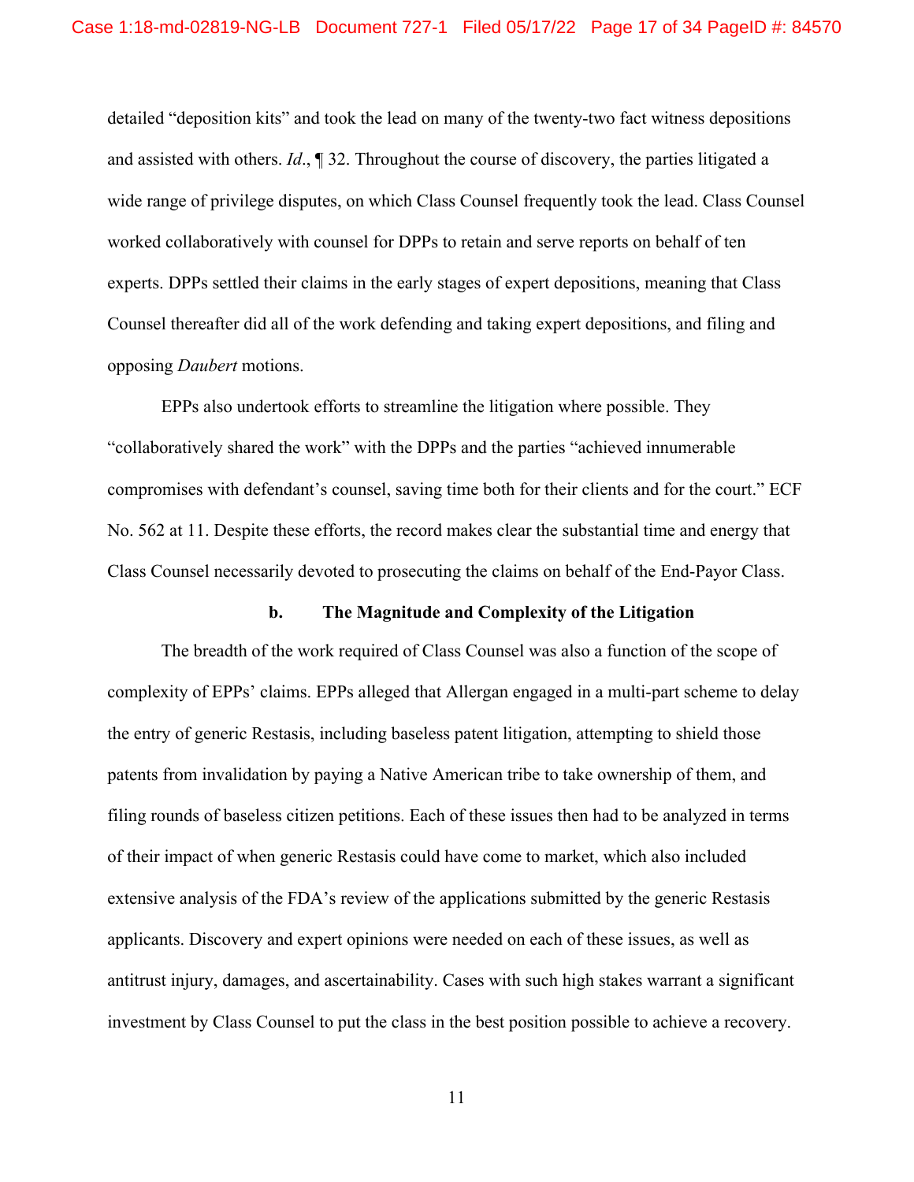detailed "deposition kits" and took the lead on many of the twenty-two fact witness depositions and assisted with others. *Id*., ¶ 32. Throughout the course of discovery, the parties litigated a wide range of privilege disputes, on which Class Counsel frequently took the lead. Class Counsel worked collaboratively with counsel for DPPs to retain and serve reports on behalf of ten experts. DPPs settled their claims in the early stages of expert depositions, meaning that Class Counsel thereafter did all of the work defending and taking expert depositions, and filing and opposing *Daubert* motions.

EPPs also undertook efforts to streamline the litigation where possible. They "collaboratively shared the work" with the DPPs and the parties "achieved innumerable compromises with defendant's counsel, saving time both for their clients and for the court." ECF No. 562 at 11. Despite these efforts, the record makes clear the substantial time and energy that Class Counsel necessarily devoted to prosecuting the claims on behalf of the End-Payor Class.

#### b. The Magnitude and Complexity of the Litigation

The breadth of the work required of Class Counsel was also a function of the scope of complexity of EPPs' claims. EPPs alleged that Allergan engaged in a multi-part scheme to delay the entry of generic Restasis, including baseless patent litigation, attempting to shield those patents from invalidation by paying a Native American tribe to take ownership of them, and filing rounds of baseless citizen petitions. Each of these issues then had to be analyzed in terms of their impact of when generic Restasis could have come to market, which also included extensive analysis of the FDA's review of the applications submitted by the generic Restasis applicants. Discovery and expert opinions were needed on each of these issues, as well as antitrust injury, damages, and ascertainability. Cases with such high stakes warrant a significant investment by Class Counsel to put the class in the best position possible to achieve a recovery.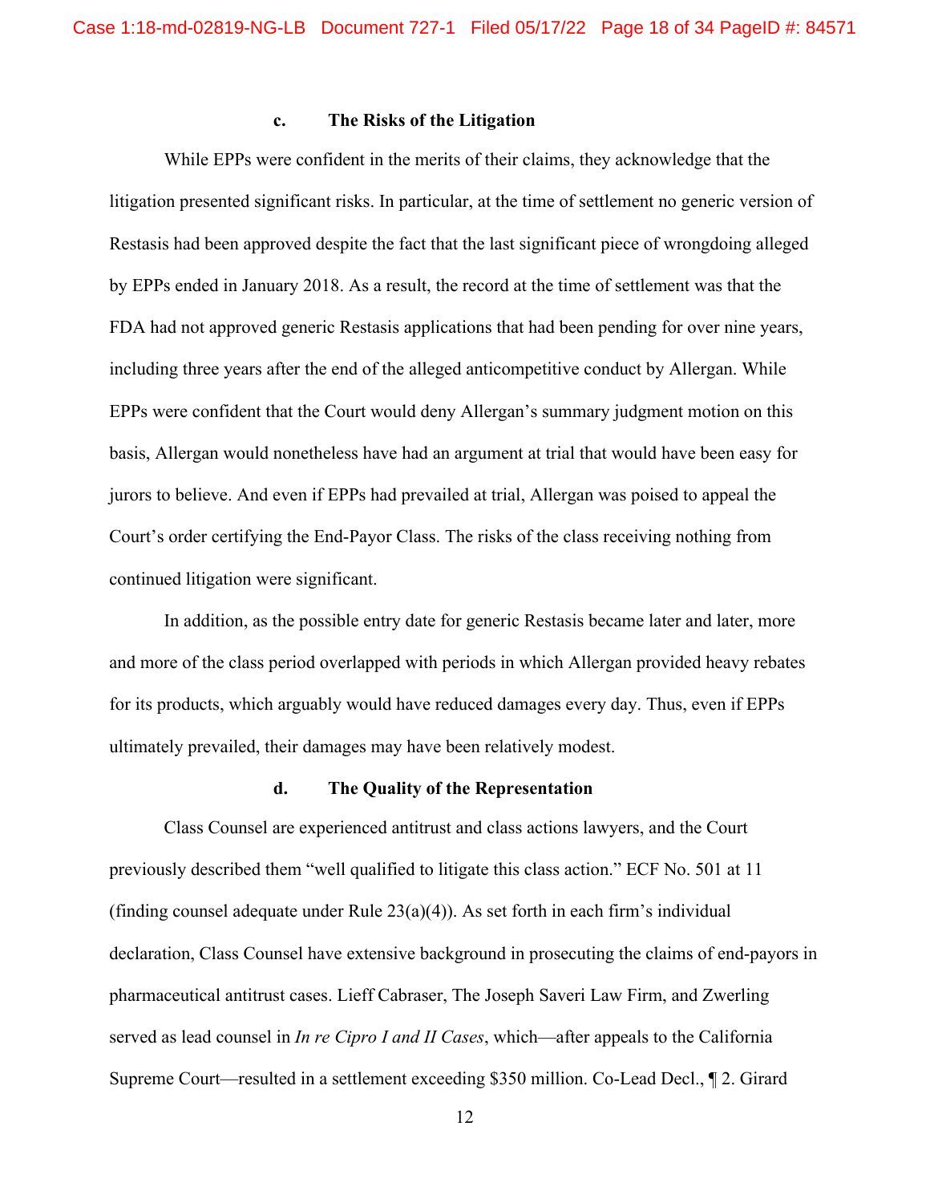#### c. The Risks of the Litigation

While EPPs were confident in the merits of their claims, they acknowledge that the litigation presented significant risks. In particular, at the time of settlement no generic version of Restasis had been approved despite the fact that the last significant piece of wrongdoing alleged by EPPs ended in January 2018. As a result, the record at the time of settlement was that the FDA had not approved generic Restasis applications that had been pending for over nine years, including three years after the end of the alleged anticompetitive conduct by Allergan. While EPPs were confident that the Court would deny Allergan's summary judgment motion on this basis, Allergan would nonetheless have had an argument at trial that would have been easy for jurors to believe. And even if EPPs had prevailed at trial, Allergan was poised to appeal the Court's order certifying the End-Payor Class. The risks of the class receiving nothing from continued litigation were significant.

In addition, as the possible entry date for generic Restasis became later and later, more and more of the class period overlapped with periods in which Allergan provided heavy rebates for its products, which arguably would have reduced damages every day. Thus, even if EPPs ultimately prevailed, their damages may have been relatively modest.

#### d. The Quality of the Representation

Class Counsel are experienced antitrust and class actions lawyers, and the Court previously described them "well qualified to litigate this class action." ECF No. 501 at 11 (finding counsel adequate under Rule 23(a)(4)). As set forth in each firm's individual declaration, Class Counsel have extensive background in prosecuting the claims of end-payors in pharmaceutical antitrust cases. Lieff Cabraser, The Joseph Saveri Law Firm, and Zwerling served as lead counsel in *In re Cipro I and II Cases*, which—after appeals to the California Supreme Court—resulted in a settlement exceeding $350 million. Co-Lead Decl., ¶ 2. Girard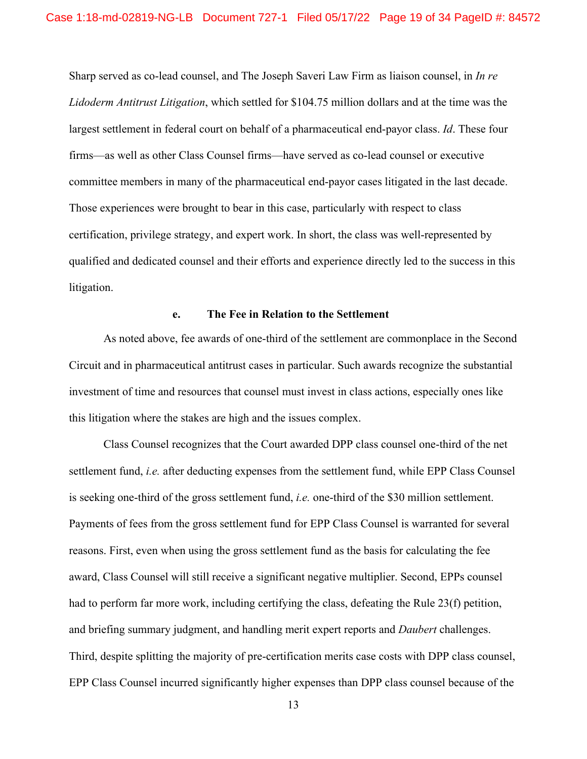Sharp served as co-lead counsel, and The Joseph Saveri Law Firm as liaison counsel, in *In re Lidoderm Antitrust Litigation*, which settled for $104.75 million dollars and at the time was the largest settlement in federal court on behalf of a pharmaceutical end-payor class. *Id*. These four firms—as well as other Class Counsel firms—have served as co-lead counsel or executive committee members in many of the pharmaceutical end-payor cases litigated in the last decade. Those experiences were brought to bear in this case, particularly with respect to class certification, privilege strategy, and expert work. In short, the class was well-represented by qualified and dedicated counsel and their efforts and experience directly led to the success in this litigation.

**e. The Fee in Relation to the Settlement**

As noted above, fee awards of one-third of the settlement are commonplace in the Second Circuit and in pharmaceutical antitrust cases in particular. Such awards recognize the substantial investment of time and resources that counsel must invest in class actions, especially ones like this litigation where the stakes are high and the issues complex.

Class Counsel recognizes that the Court awarded DPP class counsel one-third of the net settlement fund, *i.e.* after deducting expenses from the settlement fund, while EPP Class Counsel is seeking one-third of the gross settlement fund, *i.e.* one-third of the $30 million settlement. Payments of fees from the gross settlement fund for EPP Class Counsel is warranted for several reasons. First, even when using the gross settlement fund as the basis for calculating the fee award, Class Counsel will still receive a significant negative multiplier. Second, EPPs counsel had to perform far more work, including certifying the class, defeating the Rule 23(f) petition, and briefing summary judgment, and handling merit expert reports and *Daubert* challenges. Third, despite splitting the majority of pre-certification merits case costs with DPP class counsel, EPP Class Counsel incurred significantly higher expenses than DPP class counsel because of the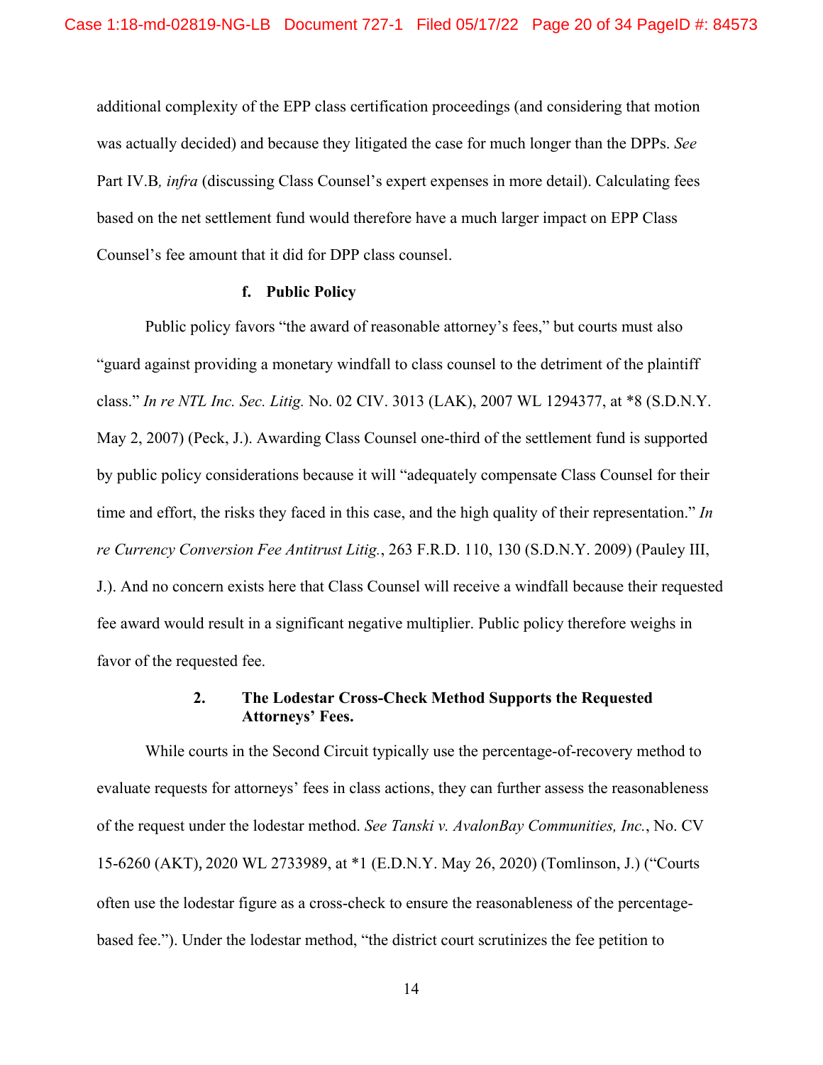additional complexity of the EPP class certification proceedings (and considering that motion was actually decided) and because they litigated the case for much longer than the DPPs. *See* Part IV.B*, infra* (discussing Class Counsel's expert expenses in more detail). Calculating fees based on the net settlement fund would therefore have a much larger impact on EPP Class Counsel's fee amount that it did for DPP class counsel.

**f. Public Policy**

Public policy favors "the award of reasonable attorney's fees," but courts must also "guard against providing a monetary windfall to class counsel to the detriment of the plaintiff class." *In re NTL Inc. Sec. Litig.* No. 02 CIV. 3013 (LAK), 2007 WL 1294377, at *8 (S.D.N.Y. May 2, 2007) (Peck, J.). Awarding Class Counsel one-third of the settlement fund is supported by public policy considerations because it will "adequately compensate Class Counsel for their time and effort, the risks they faced in this case, and the high quality of their representation." *In re Currency Conversion Fee Antitrust Litig.*, 263 F.R.D. 110, 130 (S.D.N.Y. 2009) (Pauley III, J.). And no concern exists here that Class Counsel will receive a windfall because their requested fee award would result in a significant negative multiplier. Public policy therefore weighs in favor of the requested fee.

**2. The Lodestar Cross-Check Method Supports the Requested Attorneys' Fees.**

While courts in the Second Circuit typically use the percentage-of-recovery method to evaluate requests for attorneys' fees in class actions, they can further assess the reasonableness of the request under the lodestar method. *See Tanski v. AvalonBay Communities, Inc.*, No. CV 15-6260 (AKT), 2020 WL 2733989, at *1 (E.D.N.Y. May 26, 2020) (Tomlinson, J.) ("Courts often use the lodestar figure as a cross-check to ensure the reasonableness of the percentage-based fee."). Under the lodestar method, "the district court scrutinizes the fee petition to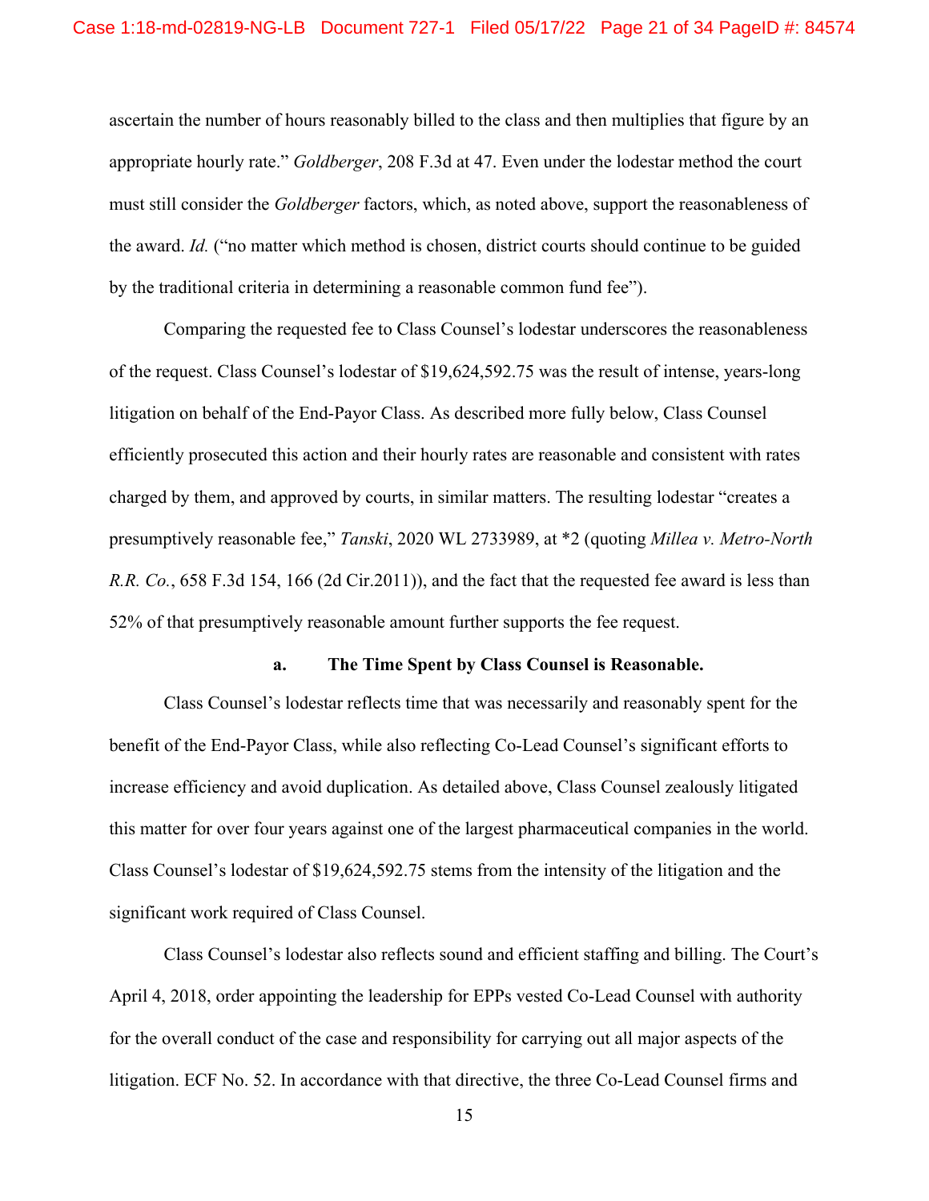ascertain the number of hours reasonably billed to the class and then multiplies that figure by an appropriate hourly rate." *Goldberger*, 208 F.3d at 47. Even under the lodestar method the court must still consider the *Goldberger* factors, which, as noted above, support the reasonableness of the award. *Id.* ("no matter which method is chosen, district courts should continue to be guided by the traditional criteria in determining a reasonable common fund fee").

Comparing the requested fee to Class Counsel's lodestar underscores the reasonableness of the request. Class Counsel's lodestar of $19,624,592.75 was the result of intense, years-long litigation on behalf of the End-Payor Class. As described more fully below, Class Counsel efficiently prosecuted this action and their hourly rates are reasonable and consistent with rates charged by them, and approved by courts, in similar matters. The resulting lodestar "creates a presumptively reasonable fee," *Tanski*, 2020 WL 2733989, at *2 (quoting *Millea v. Metro-North R.R. Co.*, 658 F.3d 154, 166 (2d Cir.2011)), and the fact that the requested fee award is less than 52% of that presumptively reasonable amount further supports the fee request.

**a. The Time Spent by Class Counsel is Reasonable.**

Class Counsel's lodestar reflects time that was necessarily and reasonably spent for the benefit of the End-Payor Class, while also reflecting Co-Lead Counsel's significant efforts to increase efficiency and avoid duplication. As detailed above, Class Counsel zealously litigated this matter for over four years against one of the largest pharmaceutical companies in the world. Class Counsel's lodestar of $19,624,592.75 stems from the intensity of the litigation and the significant work required of Class Counsel.

Class Counsel's lodestar also reflects sound and efficient staffing and billing. The Court's April 4, 2018, order appointing the leadership for EPPs vested Co-Lead Counsel with authority for the overall conduct of the case and responsibility for carrying out all major aspects of the litigation. ECF No. 52. In accordance with that directive, the three Co-Lead Counsel firms and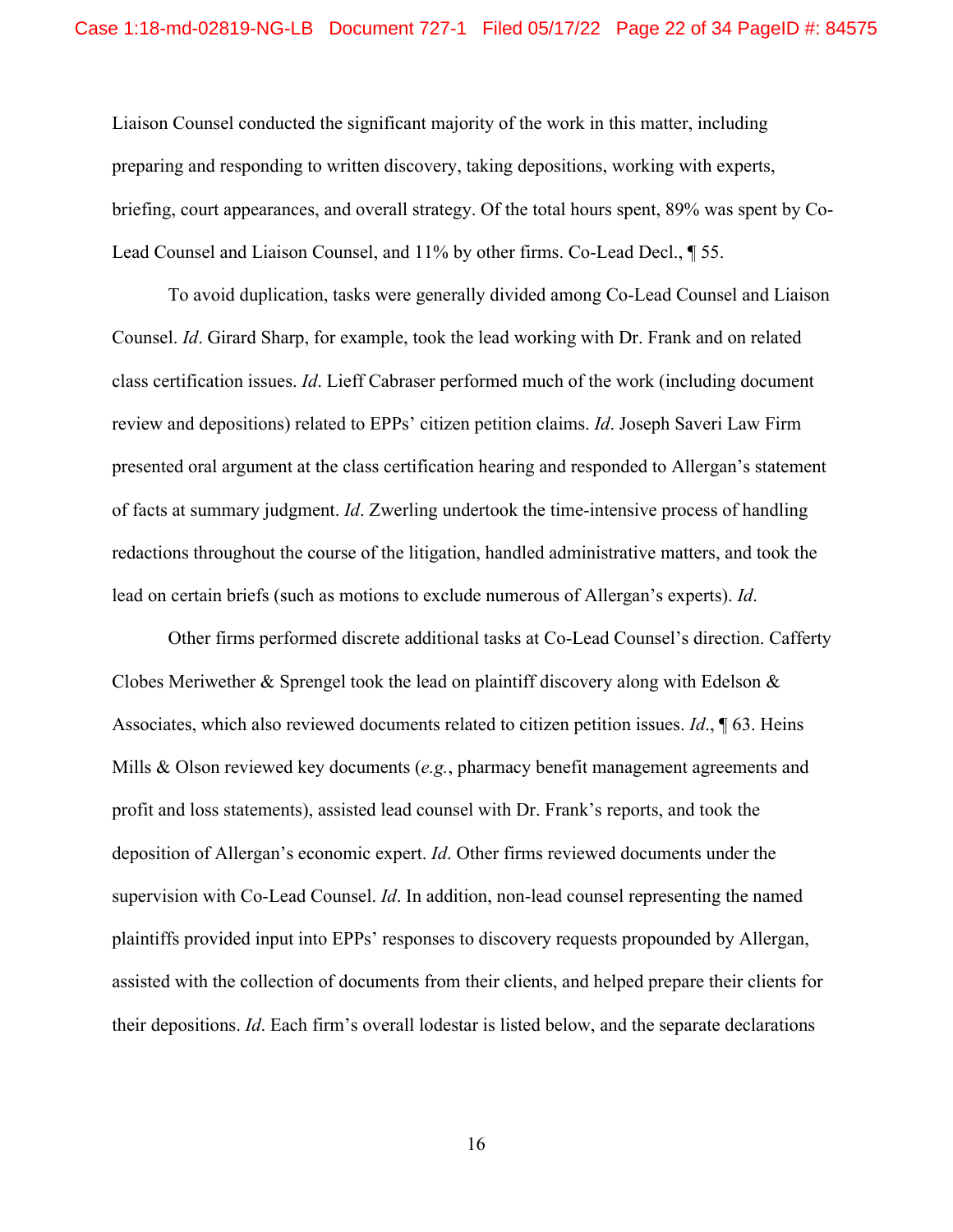Liaison Counsel conducted the significant majority of the work in this matter, including preparing and responding to written discovery, taking depositions, working with experts, briefing, court appearances, and overall strategy. Of the total hours spent, 89% was spent by Co-Lead Counsel and Liaison Counsel, and 11% by other firms. Co-Lead Decl., ¶ 55.

To avoid duplication, tasks were generally divided among Co-Lead Counsel and Liaison Counsel. *Id*. Girard Sharp, for example, took the lead working with Dr. Frank and on related class certification issues. *Id*. Lieff Cabraser performed much of the work (including document review and depositions) related to EPPs' citizen petition claims. *Id*. Joseph Saveri Law Firm presented oral argument at the class certification hearing and responded to Allergan's statement of facts at summary judgment. *Id*. Zwerling undertook the time-intensive process of handling redactions throughout the course of the litigation, handled administrative matters, and took the lead on certain briefs (such as motions to exclude numerous of Allergan's experts). *Id*.

Other firms performed discrete additional tasks at Co-Lead Counsel's direction. Cafferty Clobes Meriwether & Sprengel took the lead on plaintiff discovery along with Edelson & Associates, which also reviewed documents related to citizen petition issues. *Id*., ¶ 63. Heins Mills & Olson reviewed key documents (*e.g.*, pharmacy benefit management agreements and profit and loss statements), assisted lead counsel with Dr. Frank's reports, and took the deposition of Allergan's economic expert. *Id*. Other firms reviewed documents under the supervision with Co-Lead Counsel. *Id*. In addition, non-lead counsel representing the named plaintiffs provided input into EPPs' responses to discovery requests propounded by Allergan, assisted with the collection of documents from their clients, and helped prepare their clients for their depositions. *Id*. Each firm's overall lodestar is listed below, and the separate declarations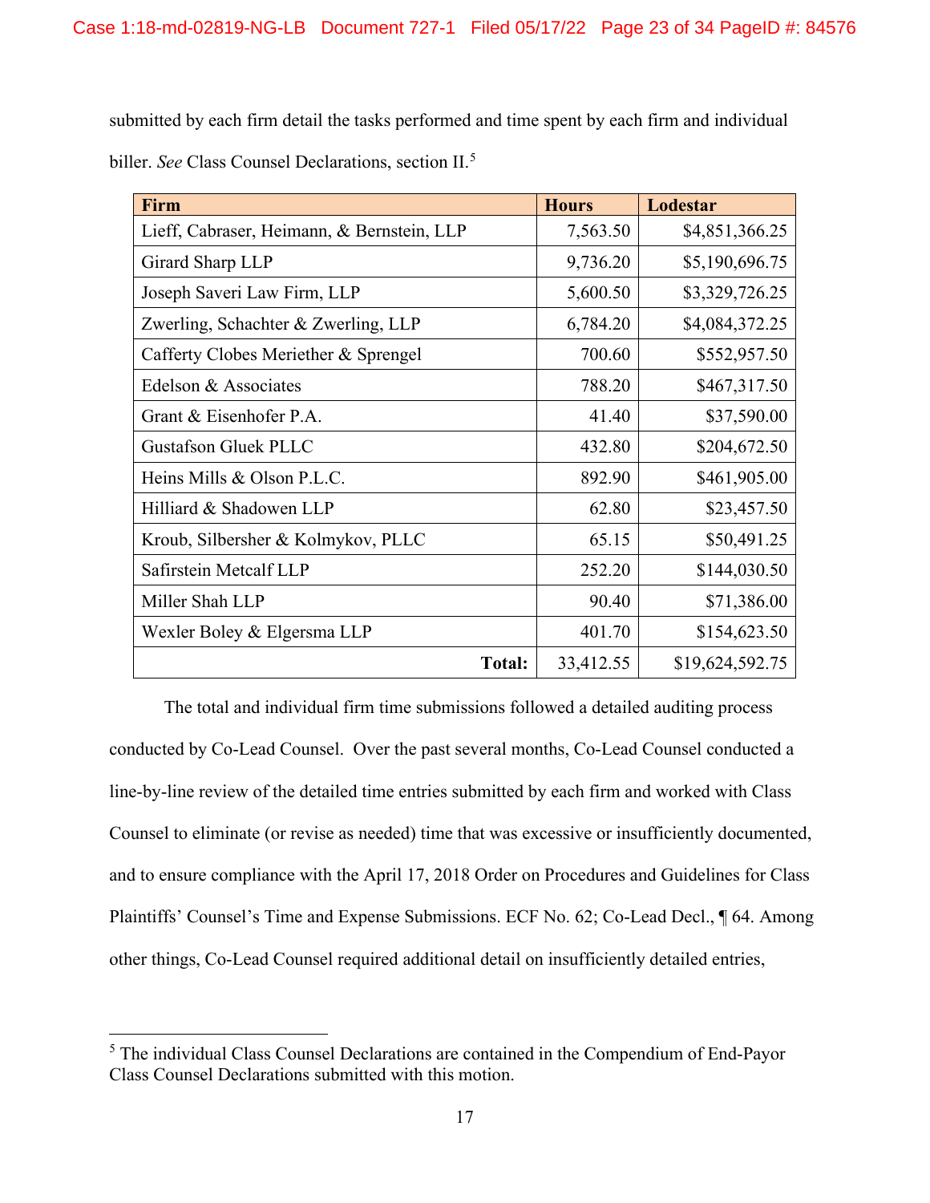submitted by each firm detail the tasks performed and time spent by each firm and individual biller. *See* Class Counsel Declarations, section II.[5]

| Firm | Hours | Lodestar |
| --- | ---: | ---: |
| Lieff, Cabraser, Heimann, & Bernstein, LLP | 7,563.50 | $4,851,366.25 |
| Girard Sharp LLP | 9,736.20 | $5,190,696.75 |
| Joseph Saveri Law Firm, LLP | 5,600.50 | $3,329,726.25 |
| Zwerling, Schachter & Zwerling, LLP | 6,784.20 | $4,084,372.25 |
| Cafferty Clobes Meriether & Sprengel | 700.60 | $552,957.50 |
| Edelson & Associates | 788.20 | $467,317.50 |
| Grant & Eisenhofer P.A. | 41.40 | $37,590.00 |
| Gustafson Gluek PLLC | 432.80 | $204,672.50 |
| Heins Mills & Olson P.L.C. | 892.90 | $461,905.00 |
| Hilliard & Shadowen LLP | 62.80 | $23,457.50 |
| Kroub, Silbersher & Kolmykov, PLLC | 65.15 | $50,491.25 |
| Safirstein Metcalf LLP | 252.20 | $144,030.50 |
| Miller Shah LLP | 90.40 | $71,386.00 |
| Wexler Boley & Elgersma LLP | 401.70 | $154,623.50 |
| **Total:** | 33,412.55 | $19,624,592.75 |

The total and individual firm time submissions followed a detailed auditing process conducted by Co-Lead Counsel. Over the past several months, Co-Lead Counsel conducted a line-by-line review of the detailed time entries submitted by each firm and worked with Class Counsel to eliminate (or revise as needed) time that was excessive or insufficiently documented, and to ensure compliance with the April 17, 2018 Order on Procedures and Guidelines for Class Plaintiffs' Counsel's Time and Expense Submissions. ECF No. 62; Co-Lead Decl., ¶ 64. Among other things, Co-Lead Counsel required additional detail on insufficiently detailed entries,

[5] The individual Class Counsel Declarations are contained in the Compendium of End-Payor Class Counsel Declarations submitted with this motion.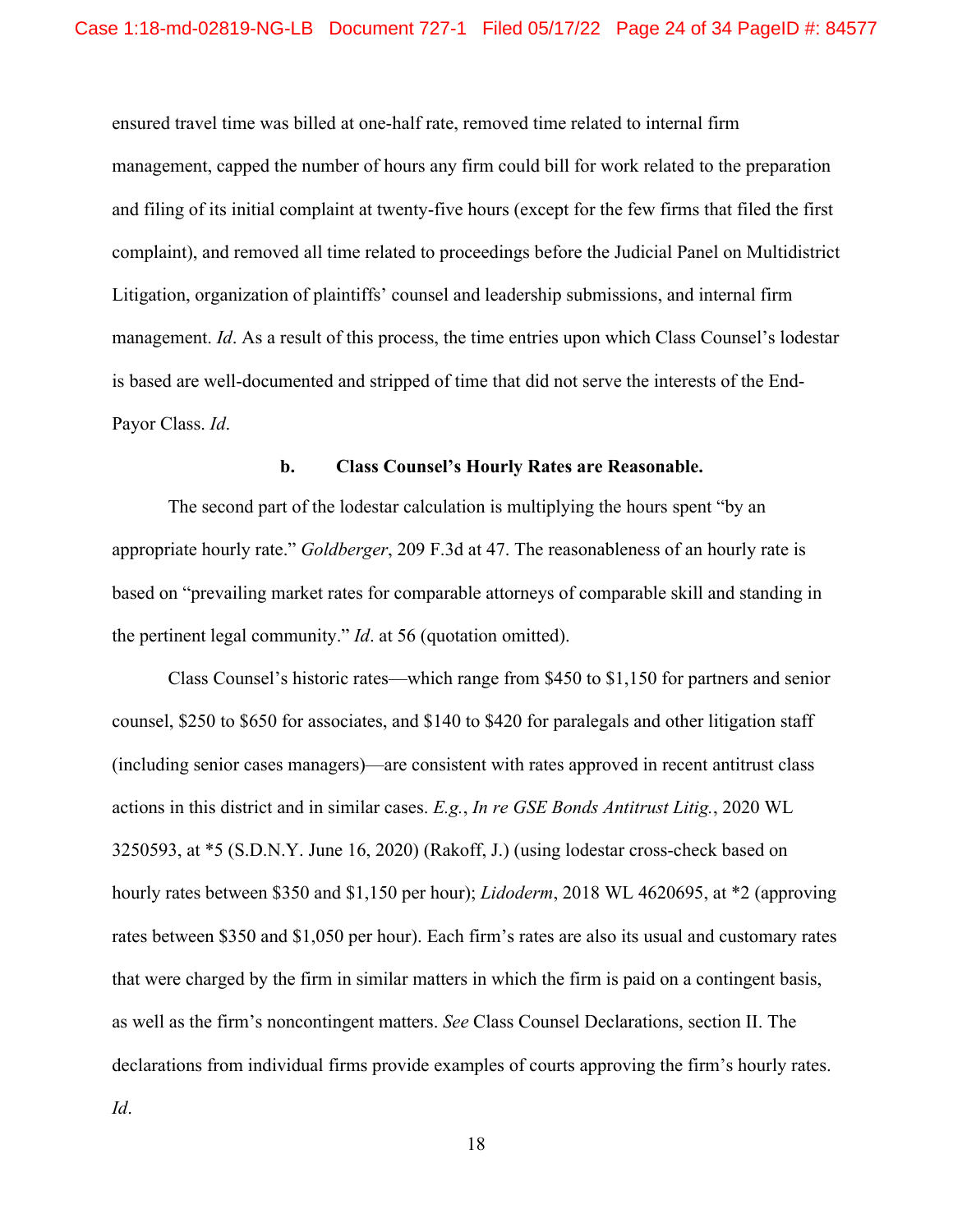ensured travel time was billed at one-half rate, removed time related to internal firm management, capped the number of hours any firm could bill for work related to the preparation and filing of its initial complaint at twenty-five hours (except for the few firms that filed the first complaint), and removed all time related to proceedings before the Judicial Panel on Multidistrict Litigation, organization of plaintiffs' counsel and leadership submissions, and internal firm management. *Id*. As a result of this process, the time entries upon which Class Counsel's lodestar is based are well-documented and stripped of time that did not serve the interests of the End-Payor Class. *Id*.

**b. Class Counsel's Hourly Rates are Reasonable.**

The second part of the lodestar calculation is multiplying the hours spent "by an appropriate hourly rate." *Goldberger*, 209 F.3d at 47. The reasonableness of an hourly rate is based on "prevailing market rates for comparable attorneys of comparable skill and standing in the pertinent legal community." *Id*. at 56 (quotation omitted).

Class Counsel's historic rates—which range from $450 to $1,150 for partners and senior counsel, $250 to $650 for associates, and $140 to $420 for paralegals and other litigation staff (including senior cases managers)—are consistent with rates approved in recent antitrust class actions in this district and in similar cases. *E.g.*, *In re GSE Bonds Antitrust Litig.*, 2020 WL 3250593, at *5 (S.D.N.Y. June 16, 2020) (Rakoff, J.) (using lodestar cross-check based on hourly rates between $350 and $1,150 per hour); *Lidoderm*, 2018 WL 4620695, at *2 (approving rates between $350 and $1,050 per hour). Each firm's rates are also its usual and customary rates that were charged by the firm in similar matters in which the firm is paid on a contingent basis, as well as the firm's noncontingent matters. *See* Class Counsel Declarations, section II. The declarations from individual firms provide examples of courts approving the firm's hourly rates. *Id*.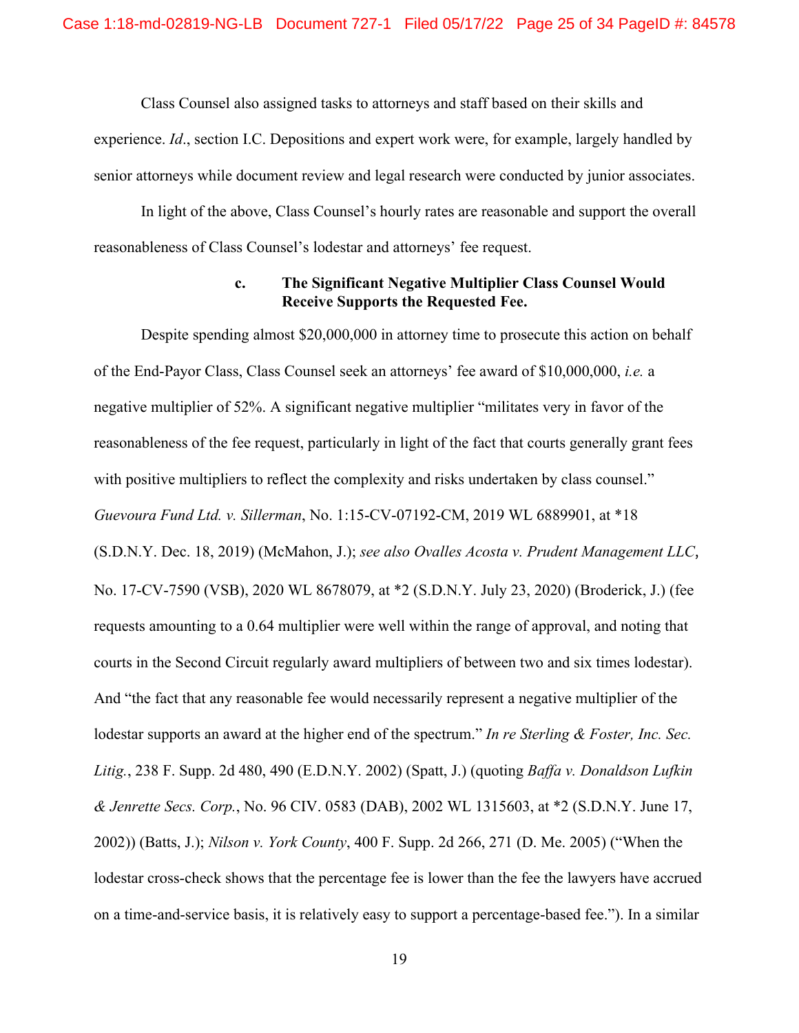Class Counsel also assigned tasks to attorneys and staff based on their skills and experience. *Id*., section I.C. Depositions and expert work were, for example, largely handled by senior attorneys while document review and legal research were conducted by junior associates.

In light of the above, Class Counsel's hourly rates are reasonable and support the overall reasonableness of Class Counsel's lodestar and attorneys' fee request.

**c. The Significant Negative Multiplier Class Counsel Would Receive Supports the Requested Fee.**

Despite spending almost $20,000,000 in attorney time to prosecute this action on behalf of the End-Payor Class, Class Counsel seek an attorneys' fee award of $10,000,000, *i.e.* a negative multiplier of 52%. A significant negative multiplier "militates very in favor of the reasonableness of the fee request, particularly in light of the fact that courts generally grant fees with positive multipliers to reflect the complexity and risks undertaken by class counsel." *Guevoura Fund Ltd. v. Sillerman*, No. 1:15-CV-07192-CM, 2019 WL 6889901, at *18 (S.D.N.Y. Dec. 18, 2019) (McMahon, J.); *see also Ovalles Acosta v. Prudent Management LLC*, No. 17-CV-7590 (VSB), 2020 WL 8678079, at *2 (S.D.N.Y. July 23, 2020) (Broderick, J.) (fee requests amounting to a 0.64 multiplier were well within the range of approval, and noting that courts in the Second Circuit regularly award multipliers of between two and six times lodestar). And "the fact that any reasonable fee would necessarily represent a negative multiplier of the lodestar supports an award at the higher end of the spectrum." *In re Sterling & Foster, Inc. Sec. Litig.*, 238 F. Supp. 2d 480, 490 (E.D.N.Y. 2002) (Spatt, J.) (quoting *Baffa v. Donaldson Lufkin & Jenrette Secs. Corp.*, No. 96 CIV. 0583 (DAB), 2002 WL 1315603, at *2 (S.D.N.Y. June 17, 2002)) (Batts, J.); *Nilson v. York County*, 400 F. Supp. 2d 266, 271 (D. Me. 2005) ("When the lodestar cross-check shows that the percentage fee is lower than the fee the lawyers have accrued on a time-and-service basis, it is relatively easy to support a percentage-based fee."). In a similar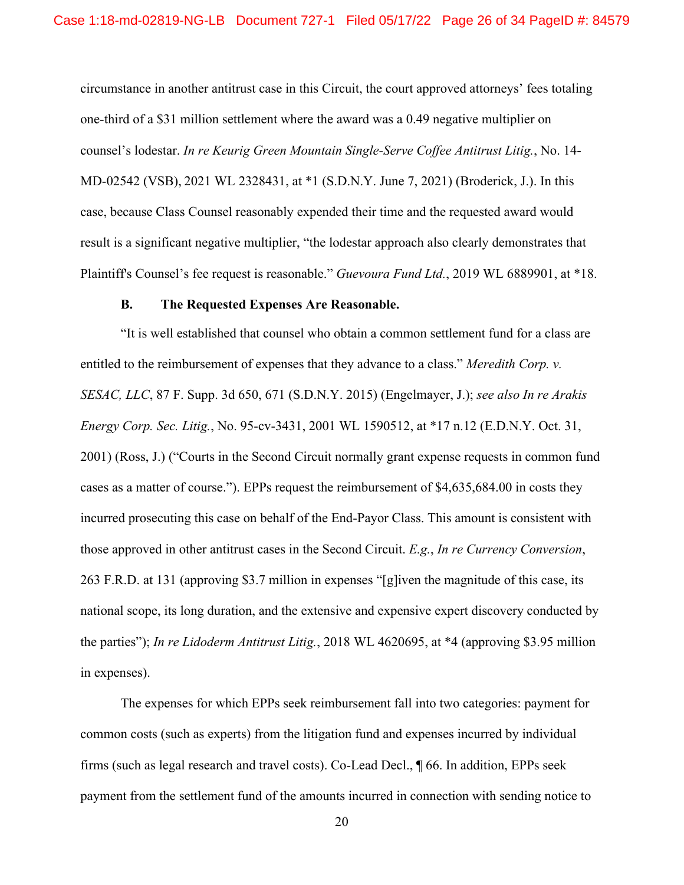circumstance in another antitrust case in this Circuit, the court approved attorneys' fees totaling one-third of a $31 million settlement where the award was a 0.49 negative multiplier on counsel's lodestar. *In re Keurig Green Mountain Single-Serve Coffee Antitrust Litig.*, No. 14-MD-02542 (VSB), 2021 WL 2328431, at *1 (S.D.N.Y. June 7, 2021) (Broderick, J.). In this case, because Class Counsel reasonably expended their time and the requested award would result is a significant negative multiplier, "the lodestar approach also clearly demonstrates that Plaintiff's Counsel's fee request is reasonable." *Guevoura Fund Ltd.*, 2019 WL 6889901, at *18.

### B. The Requested Expenses Are Reasonable.

"It is well established that counsel who obtain a common settlement fund for a class are entitled to the reimbursement of expenses that they advance to a class." *Meredith Corp. v. SESAC, LLC*, 87 F. Supp. 3d 650, 671 (S.D.N.Y. 2015) (Engelmayer, J.); *see also In re Arakis Energy Corp. Sec. Litig.*, No. 95-cv-3431, 2001 WL 1590512, at *17 n.12 (E.D.N.Y. Oct. 31, 2001) (Ross, J.) ("Courts in the Second Circuit normally grant expense requests in common fund cases as a matter of course."). EPPs request the reimbursement of $4,635,684.00 in costs they incurred prosecuting this case on behalf of the End-Payor Class. This amount is consistent with those approved in other antitrust cases in the Second Circuit. *E.g.*, *In re Currency Conversion*, 263 F.R.D. at 131 (approving $3.7 million in expenses "[g]iven the magnitude of this case, its national scope, its long duration, and the extensive and expensive expert discovery conducted by the parties"); *In re Lidoderm Antitrust Litig.*, 2018 WL 4620695, at *4 (approving $3.95 million in expenses).

The expenses for which EPPs seek reimbursement fall into two categories: payment for common costs (such as experts) from the litigation fund and expenses incurred by individual firms (such as legal research and travel costs). Co-Lead Decl., ¶ 66. In addition, EPPs seek payment from the settlement fund of the amounts incurred in connection with sending notice to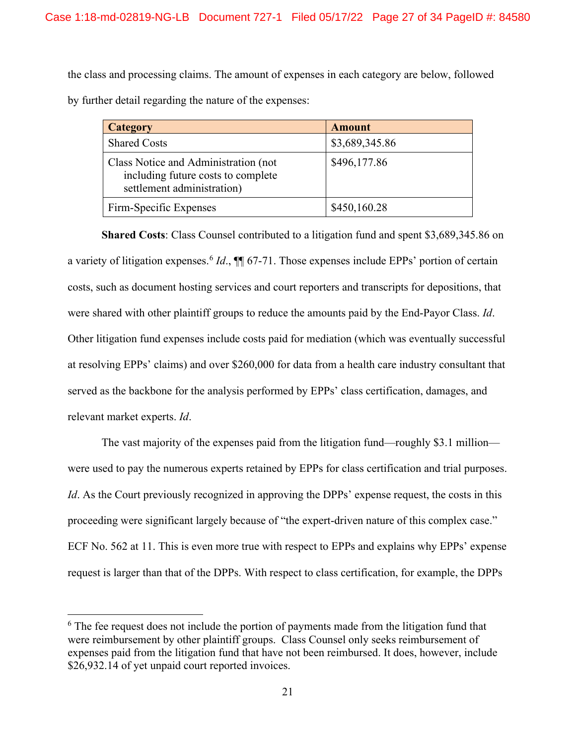the class and processing claims. The amount of expenses in each category are below, followed by further detail regarding the nature of the expenses:

| Category | Amount |
|---|---|
| Shared Costs | $3,689,345.86 |
| Class Notice and Administration (not including future costs to complete settlement administration) | $496,177.86 |
| Firm-Specific Expenses | $450,160.28 |

**Shared Costs**: Class Counsel contributed to a litigation fund and spent $3,689,345.86 on a variety of litigation expenses.[6] *Id*., ¶¶ 67-71. Those expenses include EPPs' portion of certain costs, such as document hosting services and court reporters and transcripts for depositions, that were shared with other plaintiff groups to reduce the amounts paid by the End-Payor Class. *Id*. Other litigation fund expenses include costs paid for mediation (which was eventually successful at resolving EPPs' claims) and over $260,000 for data from a health care industry consultant that served as the backbone for the analysis performed by EPPs' class certification, damages, and relevant market experts. *Id*.

The vast majority of the expenses paid from the litigation fund—roughly $3.1 million—were used to pay the numerous experts retained by EPPs for class certification and trial purposes. *Id*. As the Court previously recognized in approving the DPPs' expense request, the costs in this proceeding were significant largely because of "the expert-driven nature of this complex case." ECF No. 562 at 11. This is even more true with respect to EPPs and explains why EPPs' expense request is larger than that of the DPPs. With respect to class certification, for example, the DPPs

[6] The fee request does not include the portion of payments made from the litigation fund that were reimbursement by other plaintiff groups. Class Counsel only seeks reimbursement of expenses paid from the litigation fund that have not been reimbursed. It does, however, include $26,932.14 of yet unpaid court reported invoices.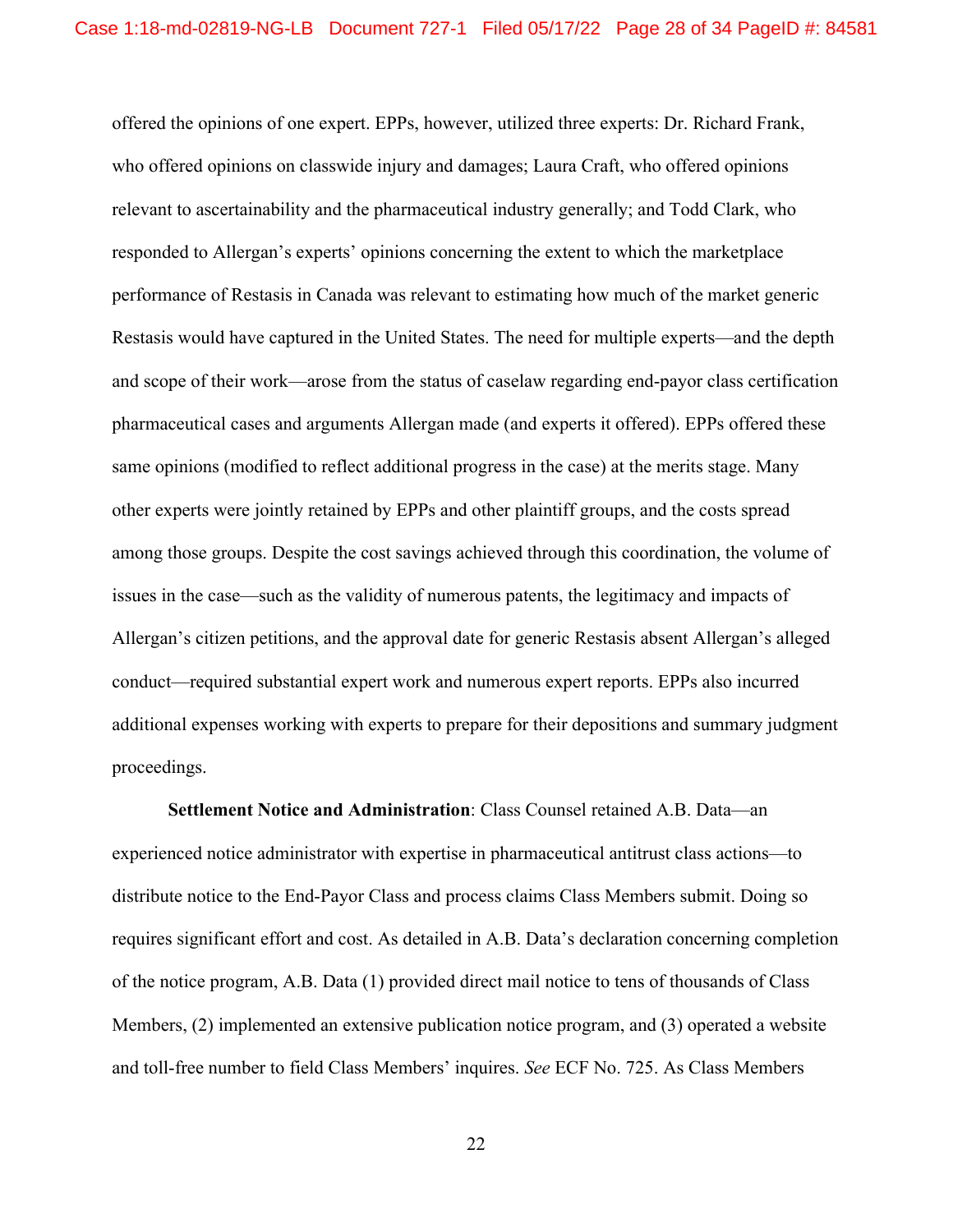offered the opinions of one expert. EPPs, however, utilized three experts: Dr. Richard Frank, who offered opinions on classwide injury and damages; Laura Craft, who offered opinions relevant to ascertainability and the pharmaceutical industry generally; and Todd Clark, who responded to Allergan's experts' opinions concerning the extent to which the marketplace performance of Restasis in Canada was relevant to estimating how much of the market generic Restasis would have captured in the United States. The need for multiple experts—and the depth and scope of their work—arose from the status of caselaw regarding end-payor class certification pharmaceutical cases and arguments Allergan made (and experts it offered). EPPs offered these same opinions (modified to reflect additional progress in the case) at the merits stage. Many other experts were jointly retained by EPPs and other plaintiff groups, and the costs spread among those groups. Despite the cost savings achieved through this coordination, the volume of issues in the case—such as the validity of numerous patents, the legitimacy and impacts of Allergan's citizen petitions, and the approval date for generic Restasis absent Allergan's alleged conduct—required substantial expert work and numerous expert reports. EPPs also incurred additional expenses working with experts to prepare for their depositions and summary judgment proceedings.

**Settlement Notice and Administration**: Class Counsel retained A.B. Data—an experienced notice administrator with expertise in pharmaceutical antitrust class actions—to distribute notice to the End-Payor Class and process claims Class Members submit. Doing so requires significant effort and cost. As detailed in A.B. Data's declaration concerning completion of the notice program, A.B. Data (1) provided direct mail notice to tens of thousands of Class Members, (2) implemented an extensive publication notice program, and (3) operated a website and toll-free number to field Class Members' inquires. *See* ECF No. 725. As Class Members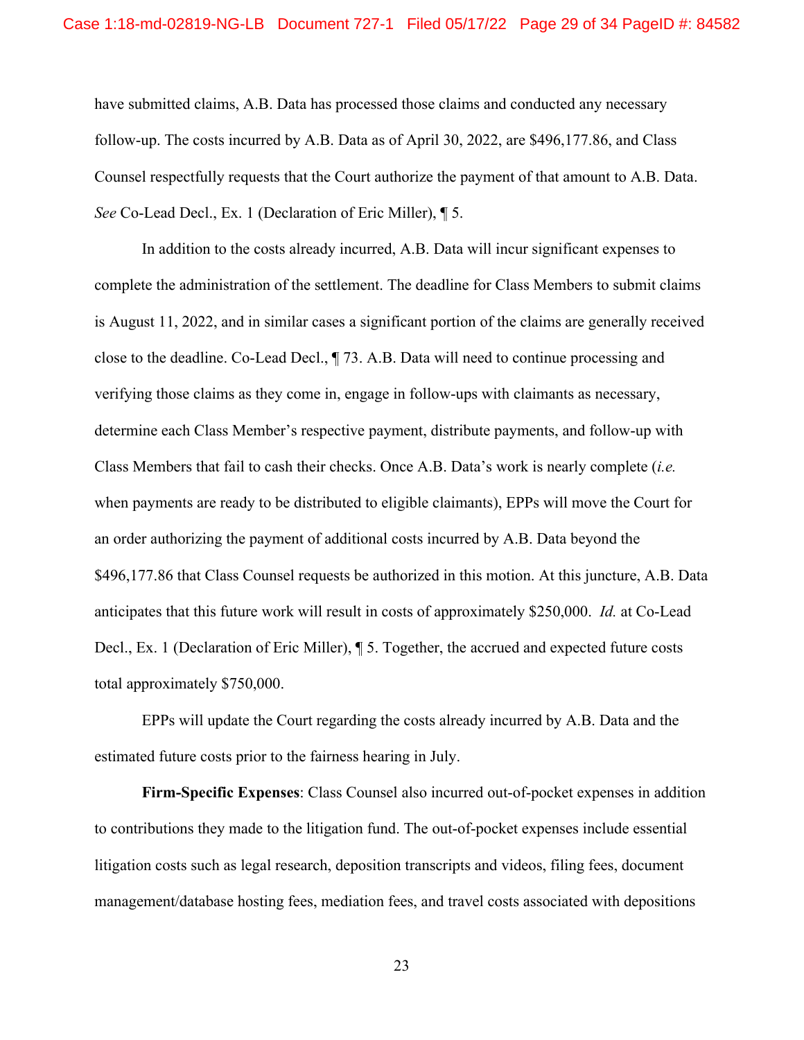have submitted claims, A.B. Data has processed those claims and conducted any necessary follow-up. The costs incurred by A.B. Data as of April 30, 2022, are $496,177.86, and Class Counsel respectfully requests that the Court authorize the payment of that amount to A.B. Data. *See* Co-Lead Decl., Ex. 1 (Declaration of Eric Miller), ¶ 5.

In addition to the costs already incurred, A.B. Data will incur significant expenses to complete the administration of the settlement. The deadline for Class Members to submit claims is August 11, 2022, and in similar cases a significant portion of the claims are generally received close to the deadline. Co-Lead Decl., ¶ 73. A.B. Data will need to continue processing and verifying those claims as they come in, engage in follow-ups with claimants as necessary, determine each Class Member's respective payment, distribute payments, and follow-up with Class Members that fail to cash their checks. Once A.B. Data's work is nearly complete (*i.e.* when payments are ready to be distributed to eligible claimants), EPPs will move the Court for an order authorizing the payment of additional costs incurred by A.B. Data beyond the $496,177.86 that Class Counsel requests be authorized in this motion. At this juncture, A.B. Data anticipates that this future work will result in costs of approximately $250,000. *Id.* at Co-Lead Decl., Ex. 1 (Declaration of Eric Miller), ¶ 5. Together, the accrued and expected future costs total approximately $750,000.

EPPs will update the Court regarding the costs already incurred by A.B. Data and the estimated future costs prior to the fairness hearing in July.

**Firm-Specific Expenses**: Class Counsel also incurred out-of-pocket expenses in addition to contributions they made to the litigation fund. The out-of-pocket expenses include essential litigation costs such as legal research, deposition transcripts and videos, filing fees, document management/database hosting fees, mediation fees, and travel costs associated with depositions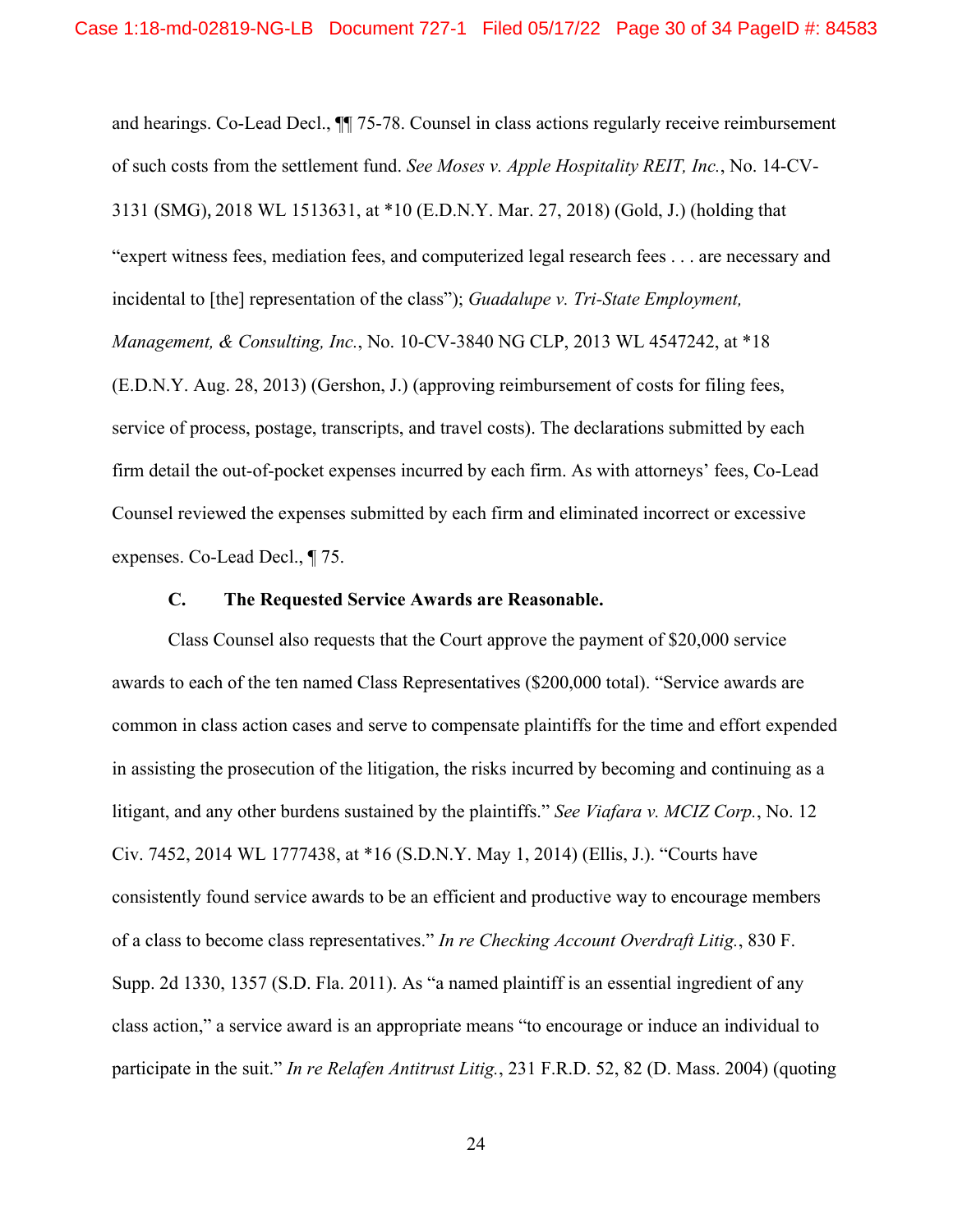and hearings. Co-Lead Decl., ¶¶ 75-78. Counsel in class actions regularly receive reimbursement of such costs from the settlement fund. *See Moses v. Apple Hospitality REIT, Inc.*, No. 14-CV-3131 (SMG), 2018 WL 1513631, at *10 (E.D.N.Y. Mar. 27, 2018) (Gold, J.) (holding that "expert witness fees, mediation fees, and computerized legal research fees . . . are necessary and incidental to [the] representation of the class"); *Guadalupe v. Tri-State Employment, Management, & Consulting, Inc.*, No. 10-CV-3840 NG CLP, 2013 WL 4547242, at *18 (E.D.N.Y. Aug. 28, 2013) (Gershon, J.) (approving reimbursement of costs for filing fees, service of process, postage, transcripts, and travel costs). The declarations submitted by each firm detail the out-of-pocket expenses incurred by each firm. As with attorneys' fees, Co-Lead Counsel reviewed the expenses submitted by each firm and eliminated incorrect or excessive expenses. Co-Lead Decl., ¶ 75.

### C. The Requested Service Awards are Reasonable.

Class Counsel also requests that the Court approve the payment of $20,000 service awards to each of the ten named Class Representatives ($200,000 total). "Service awards are common in class action cases and serve to compensate plaintiffs for the time and effort expended in assisting the prosecution of the litigation, the risks incurred by becoming and continuing as a litigant, and any other burdens sustained by the plaintiffs." *See Viafara v. MCIZ Corp.*, No. 12 Civ. 7452, 2014 WL 1777438, at *16 (S.D.N.Y. May 1, 2014) (Ellis, J.). "Courts have consistently found service awards to be an efficient and productive way to encourage members of a class to become class representatives." *In re Checking Account Overdraft Litig.*, 830 F. Supp. 2d 1330, 1357 (S.D. Fla. 2011). As "a named plaintiff is an essential ingredient of any class action," a service award is an appropriate means "to encourage or induce an individual to participate in the suit." *In re Relafen Antitrust Litig.*, 231 F.R.D. 52, 82 (D. Mass. 2004) (quoting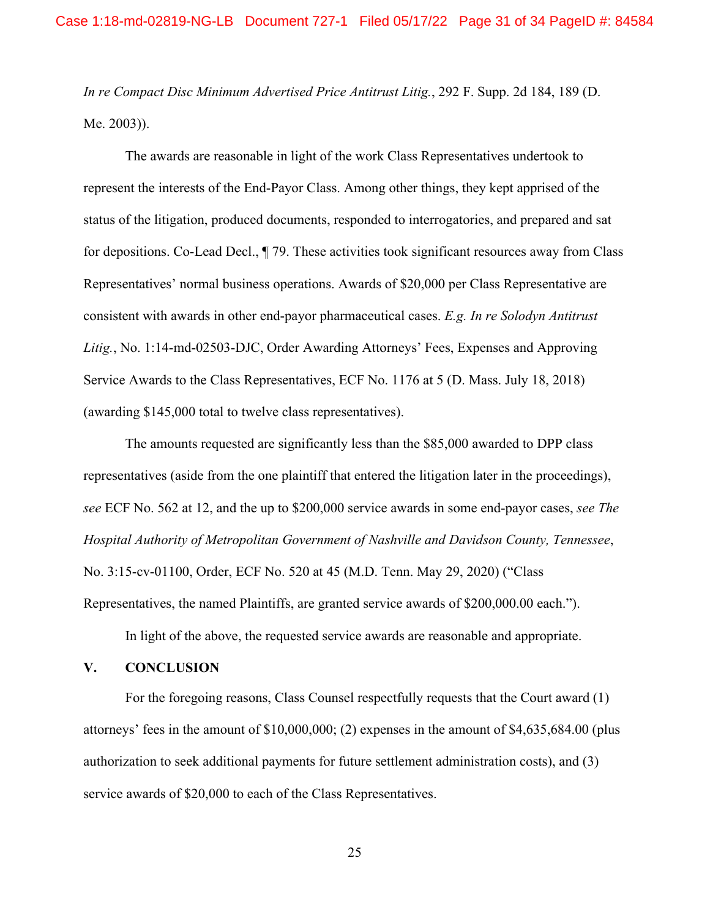*In re Compact Disc Minimum Advertised Price Antitrust Litig.*, 292 F. Supp. 2d 184, 189 (D. Me. 2003)).

The awards are reasonable in light of the work Class Representatives undertook to represent the interests of the End-Payor Class. Among other things, they kept apprised of the status of the litigation, produced documents, responded to interrogatories, and prepared and sat for depositions. Co-Lead Decl., ¶ 79. These activities took significant resources away from Class Representatives' normal business operations. Awards of $20,000 per Class Representative are consistent with awards in other end-payor pharmaceutical cases. *E.g. In re Solodyn Antitrust Litig.*, No. 1:14-md-02503-DJC, Order Awarding Attorneys' Fees, Expenses and Approving Service Awards to the Class Representatives, ECF No. 1176 at 5 (D. Mass. July 18, 2018) (awarding $145,000 total to twelve class representatives).

The amounts requested are significantly less than the $85,000 awarded to DPP class representatives (aside from the one plaintiff that entered the litigation later in the proceedings), *see* ECF No. 562 at 12, and the up to $200,000 service awards in some end-payor cases, *see The Hospital Authority of Metropolitan Government of Nashville and Davidson County, Tennessee*, No. 3:15-cv-01100, Order, ECF No. 520 at 45 (M.D. Tenn. May 29, 2020) ("Class Representatives, the named Plaintiffs, are granted service awards of $200,000.00 each.").

In light of the above, the requested service awards are reasonable and appropriate.

## V. CONCLUSION

For the foregoing reasons, Class Counsel respectfully requests that the Court award (1) attorneys' fees in the amount of $10,000,000; (2) expenses in the amount of $4,635,684.00 (plus authorization to seek additional payments for future settlement administration costs), and (3) service awards of $20,000 to each of the Class Representatives.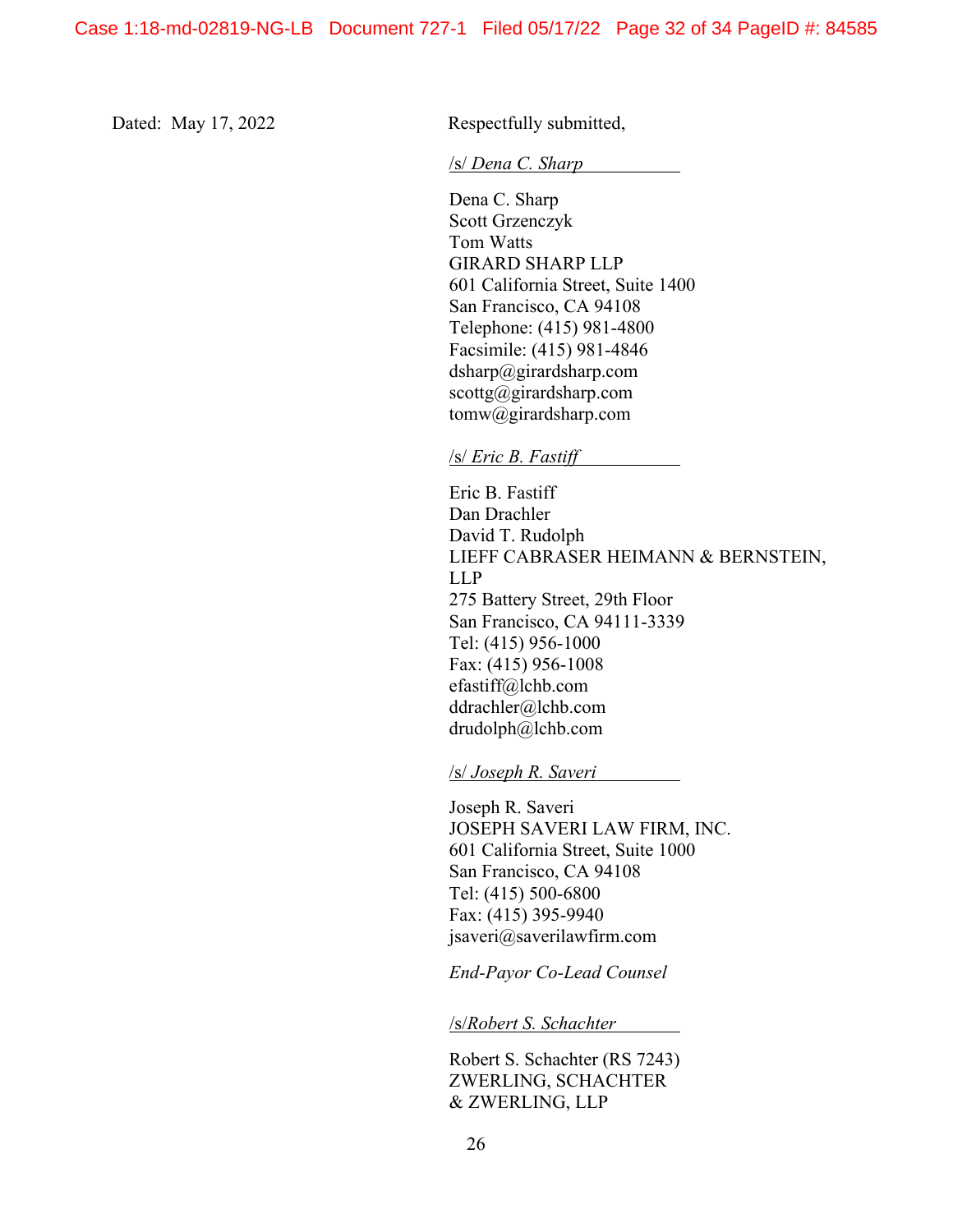Dated: May 17, 2022

Respectfully submitted,

/s/ *Dena C. Sharp*

Dena C. Sharp
Scott Grzenczyk
Tom Watts
GIRARD SHARP LLP
601 California Street, Suite 1400
San Francisco, CA 94108
Telephone: (415) 981-4800
Facsimile: (415) 981-4846
dsharp@girardsharp.com
scottg@girardsharp.com
tomw@girardsharp.com

/s/ *Eric B. Fastiff*

Eric B. Fastiff
Dan Drachler
David T. Rudolph
LIEFF CABRASER HEIMANN & BERNSTEIN, LLP
275 Battery Street, 29th Floor
San Francisco, CA 94111-3339
Tel: (415) 956-1000
Fax: (415) 956-1008
efastiff@lchb.com
ddrachler@lchb.com
drudolph@lchb.com

/s/ *Joseph R. Saveri*

Joseph R. Saveri
JOSEPH SAVERI LAW FIRM, INC.
601 California Street, Suite 1000
San Francisco, CA 94108
Tel: (415) 500-6800
Fax: (415) 395-9940
jsaveri@saverilawfirm.com

*End-Payor Co-Lead Counsel*

/s/*Robert S. Schachter*

Robert S. Schachter (RS 7243)
ZWERLING, SCHACHTER
& ZWERLING, LLP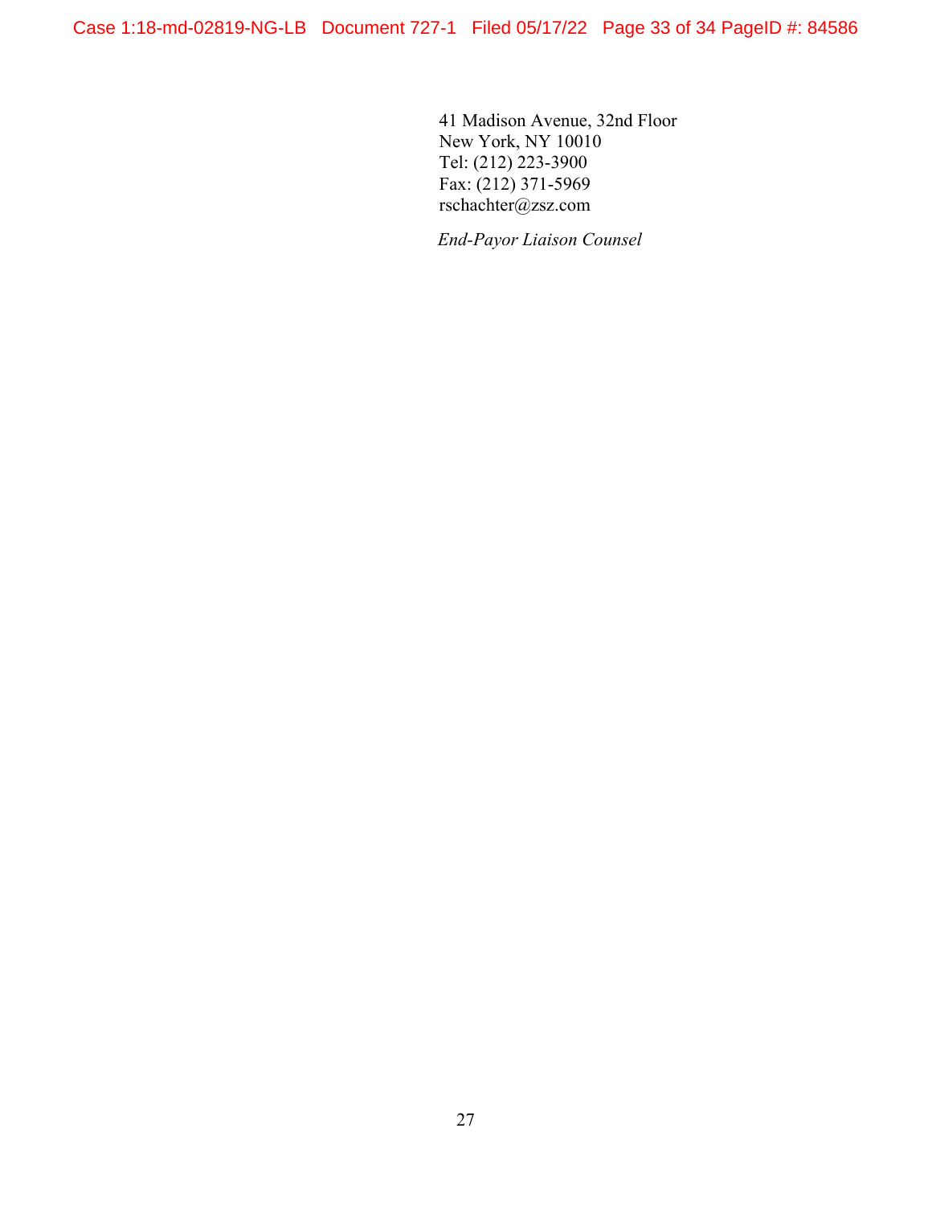41 Madison Avenue, 32nd Floor
New York, NY 10010
Tel: (212) 223-3900
Fax: (212) 371-5969
rschachter@zsz.com

*End-Payor Liaison Counsel*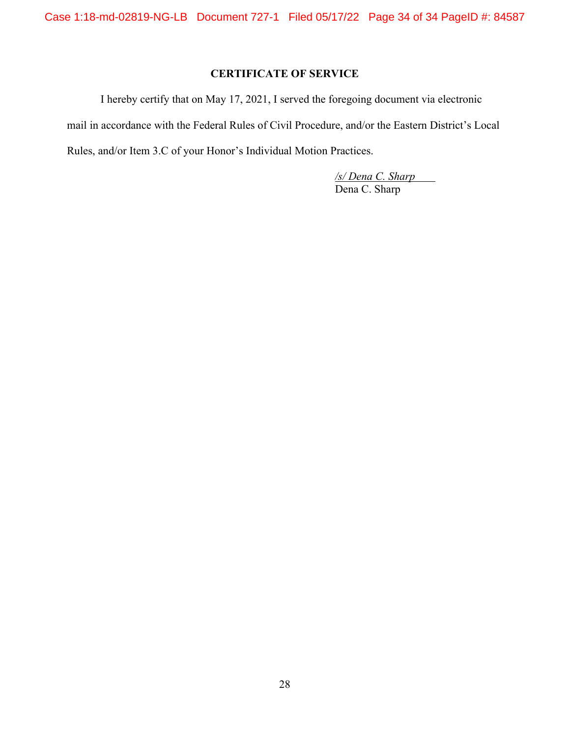## CERTIFICATE OF SERVICE

I hereby certify that on May 17, 2021, I served the foregoing document via electronic mail in accordance with the Federal Rules of Civil Procedure, and/or the Eastern District's Local Rules, and/or Item 3.C of your Honor's Individual Motion Practices.

*/s/ Dena C. Sharp*
Dena C. Sharp